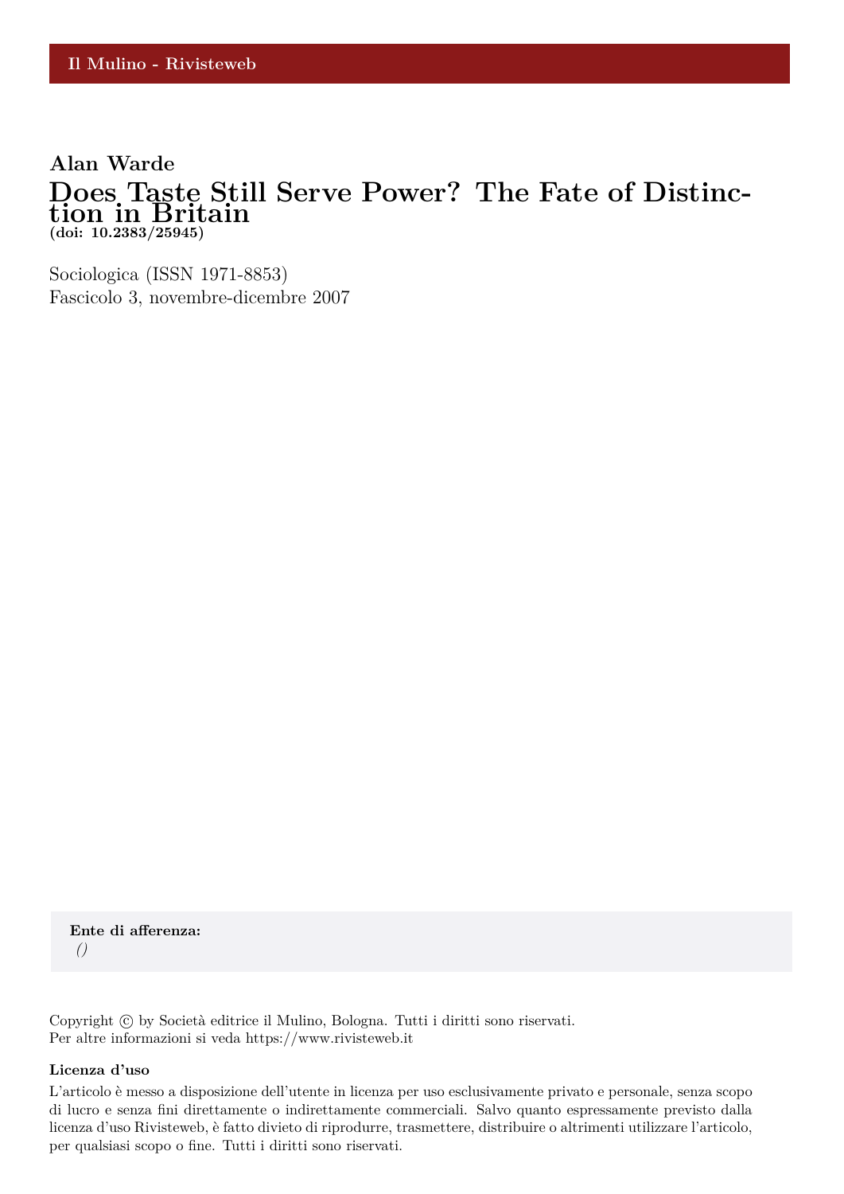Il Mulino - Rivisteweb

**Alan Warde**

# Does Taste Still Serve Power? The Fate of Distinction in Britain

**(doi: 10.2383/25945)**

Sociologica (ISSN 1971-8853)
Fascicolo 3, novembre-dicembre 2007

**Ente di afferenza:**
*()*

Copyright © by Società editrice il Mulino, Bologna. Tutti i diritti sono riservati.
Per altre informazioni si veda https://www.rivisteweb.it

**Licenza d'uso**

L'articolo è messo a disposizione dell'utente in licenza per uso esclusivamente privato e personale, senza scopo di lucro e senza fini direttamente o indirettamente commerciali. Salvo quanto espressamente previsto dalla licenza d'uso Rivisteweb, è fatto divieto di riprodurre, trasmettere, distribuire o altrimenti utilizzare l'articolo, per qualsiasi scopo o fine. Tutti i diritti sono riservati.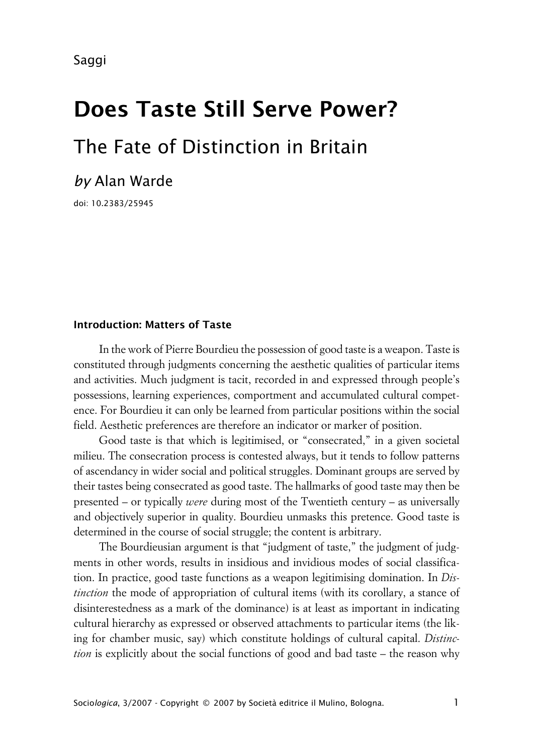Saggi

# Does Taste Still Serve Power?

## The Fate of Distinction in Britain

*by* Alan Warde

doi: 10.2383/25945

### Introduction: Matters of Taste

In the work of Pierre Bourdieu the possession of good taste is a weapon. Taste is constituted through judgments concerning the aesthetic qualities of particular items and activities. Much judgment is tacit, recorded in and expressed through people's possessions, learning experiences, comportment and accumulated cultural competence. For Bourdieu it can only be learned from particular positions within the social field. Aesthetic preferences are therefore an indicator or marker of position.

Good taste is that which is legitimised, or "consecrated," in a given societal milieu. The consecration process is contested always, but it tends to follow patterns of ascendancy in wider social and political struggles. Dominant groups are served by their tastes being consecrated as good taste. The hallmarks of good taste may then be presented – or typically *were* during most of the Twentieth century – as universally and objectively superior in quality. Bourdieu unmasks this pretence. Good taste is determined in the course of social struggle; the content is arbitrary.

The Bourdieusian argument is that "judgment of taste," the judgment of judgments in other words, results in insidious and invidious modes of social classification. In practice, good taste functions as a weapon legitimising domination. In *Distinction* the mode of appropriation of cultural items (with its corollary, a stance of disinterestedness as a mark of the dominance) is at least as important in indicating cultural hierarchy as expressed or observed attachments to particular items (the liking for chamber music, say) which constitute holdings of cultural capital. *Distinction* is explicitly about the social functions of good and bad taste – the reason why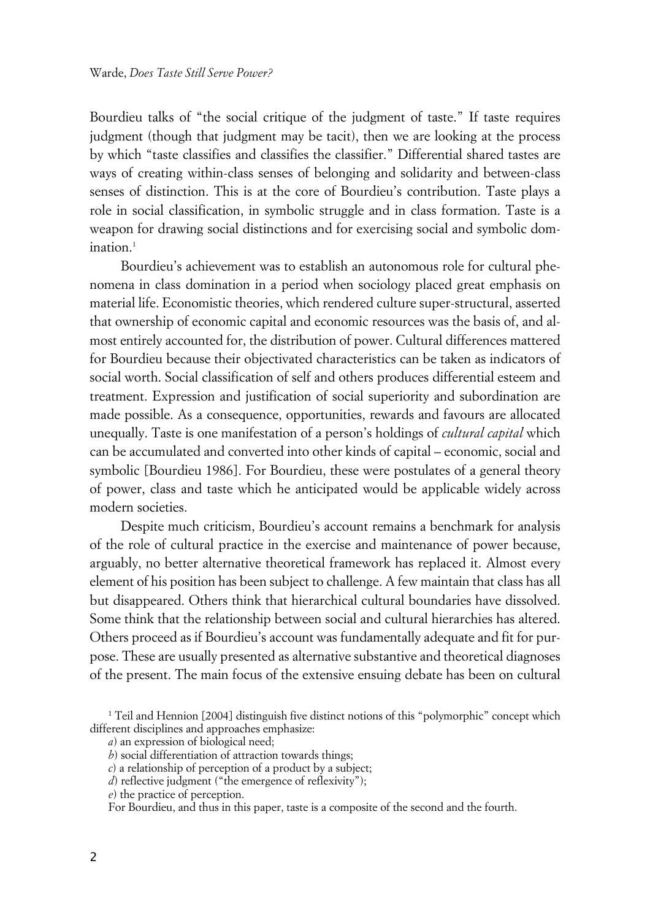Bourdieu talks of "the social critique of the judgment of taste." If taste requires judgment (though that judgment may be tacit), then we are looking at the process by which "taste classifies and classifies the classifier." Differential shared tastes are ways of creating within-class senses of belonging and solidarity and between-class senses of distinction. This is at the core of Bourdieu's contribution. Taste plays a role in social classification, in symbolic struggle and in class formation. Taste is a weapon for drawing social distinctions and for exercising social and symbolic domination.[1]

Bourdieu's achievement was to establish an autonomous role for cultural phenomena in class domination in a period when sociology placed great emphasis on material life. Economistic theories, which rendered culture super-structural, asserted that ownership of economic capital and economic resources was the basis of, and almost entirely accounted for, the distribution of power. Cultural differences mattered for Bourdieu because their objectivated characteristics can be taken as indicators of social worth. Social classification of self and others produces differential esteem and treatment. Expression and justification of social superiority and subordination are made possible. As a consequence, opportunities, rewards and favours are allocated unequally. Taste is one manifestation of a person's holdings of *cultural capital* which can be accumulated and converted into other kinds of capital – economic, social and symbolic [Bourdieu 1986]. For Bourdieu, these were postulates of a general theory of power, class and taste which he anticipated would be applicable widely across modern societies.

Despite much criticism, Bourdieu's account remains a benchmark for analysis of the role of cultural practice in the exercise and maintenance of power because, arguably, no better alternative theoretical framework has replaced it. Almost every element of his position has been subject to challenge. A few maintain that class has all but disappeared. Others think that hierarchical cultural boundaries have dissolved. Some think that the relationship between social and cultural hierarchies has altered. Others proceed as if Bourdieu's account was fundamentally adequate and fit for purpose. These are usually presented as alternative substantive and theoretical diagnoses of the present. The main focus of the extensive ensuing debate has been on cultural

[1] Teil and Hennion [2004] distinguish five distinct notions of this "polymorphic" concept which different disciplines and approaches emphasize:

*a*) an expression of biological need;

*b*) social differentiation of attraction towards things;

*c*) a relationship of perception of a product by a subject;

*d*) reflective judgment ("the emergence of reflexivity");

*e*) the practice of perception.

For Bourdieu, and thus in this paper, taste is a composite of the second and the fourth.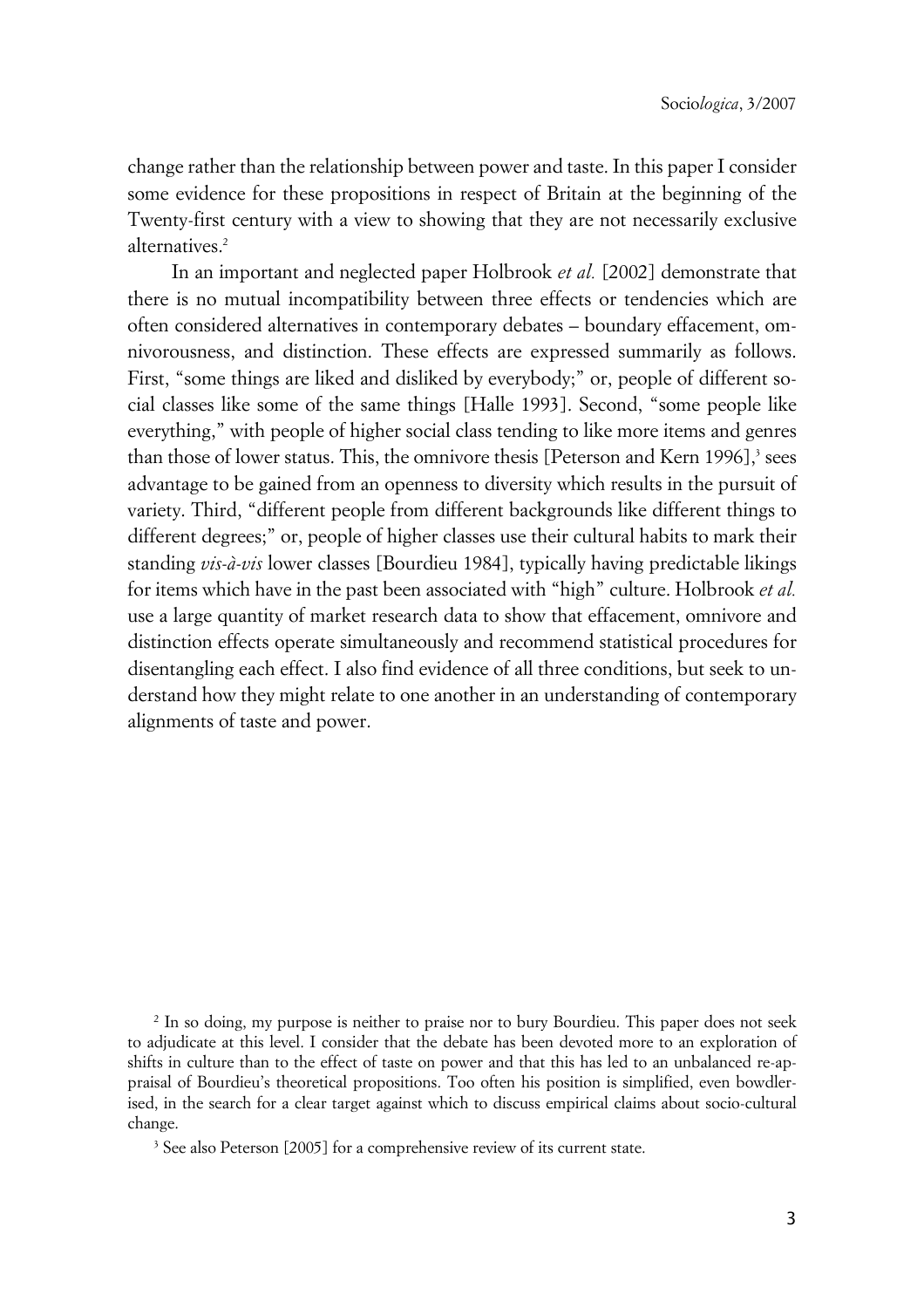change rather than the relationship between power and taste. In this paper I consider some evidence for these propositions in respect of Britain at the beginning of the Twenty-first century with a view to showing that they are not necessarily exclusive alternatives.[2]

In an important and neglected paper Holbrook *et al.* [2002] demonstrate that there is no mutual incompatibility between three effects or tendencies which are often considered alternatives in contemporary debates – boundary effacement, omnivorousness, and distinction. These effects are expressed summarily as follows. First, "some things are liked and disliked by everybody;" or, people of different social classes like some of the same things [Halle 1993]. Second, "some people like everything," with people of higher social class tending to like more items and genres than those of lower status. This, the omnivore thesis [Peterson and Kern 1996],[3] sees advantage to be gained from an openness to diversity which results in the pursuit of variety. Third, "different people from different backgrounds like different things to different degrees;" or, people of higher classes use their cultural habits to mark their standing *vis-à-vis* lower classes [Bourdieu 1984], typically having predictable likings for items which have in the past been associated with "high" culture. Holbrook *et al.* use a large quantity of market research data to show that effacement, omnivore and distinction effects operate simultaneously and recommend statistical procedures for disentangling each effect. I also find evidence of all three conditions, but seek to understand how they might relate to one another in an understanding of contemporary alignments of taste and power.

---

[2] In so doing, my purpose is neither to praise nor to bury Bourdieu. This paper does not seek to adjudicate at this level. I consider that the debate has been devoted more to an exploration of shifts in culture than to the effect of taste on power and that this has led to an unbalanced re-appraisal of Bourdieu's theoretical propositions. Too often his position is simplified, even bowdlerised, in the search for a clear target against which to discuss empirical claims about socio-cultural change.

[3] See also Peterson [2005] for a comprehensive review of its current state.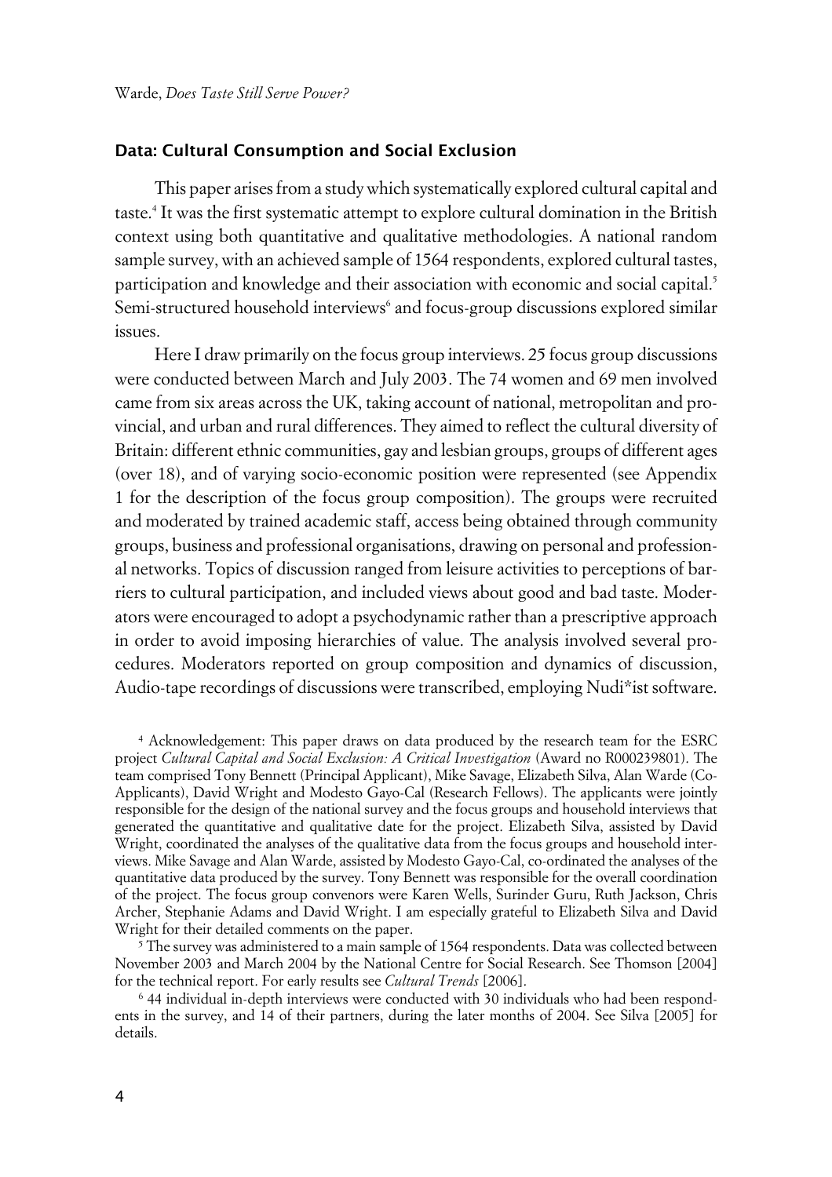## Data: Cultural Consumption and Social Exclusion

This paper arises from a study which systematically explored cultural capital and taste.[4] It was the first systematic attempt to explore cultural domination in the British context using both quantitative and qualitative methodologies. A national random sample survey, with an achieved sample of 1564 respondents, explored cultural tastes, participation and knowledge and their association with economic and social capital.[5] Semi-structured household interviews[6] and focus-group discussions explored similar issues.

Here I draw primarily on the focus group interviews. 25 focus group discussions were conducted between March and July 2003. The 74 women and 69 men involved came from six areas across the UK, taking account of national, metropolitan and provincial, and urban and rural differences. They aimed to reflect the cultural diversity of Britain: different ethnic communities, gay and lesbian groups, groups of different ages (over 18), and of varying socio-economic position were represented (see Appendix 1 for the description of the focus group composition). The groups were recruited and moderated by trained academic staff, access being obtained through community groups, business and professional organisations, drawing on personal and professional networks. Topics of discussion ranged from leisure activities to perceptions of barriers to cultural participation, and included views about good and bad taste. Moderators were encouraged to adopt a psychodynamic rather than a prescriptive approach in order to avoid imposing hierarchies of value. The analysis involved several procedures. Moderators reported on group composition and dynamics of discussion, Audio-tape recordings of discussions were transcribed, employing Nudi*ist software.

[4] Acknowledgement: This paper draws on data produced by the research team for the ESRC project *Cultural Capital and Social Exclusion: A Critical Investigation* (Award no R000239801). The team comprised Tony Bennett (Principal Applicant), Mike Savage, Elizabeth Silva, Alan Warde (Co-Applicants), David Wright and Modesto Gayo-Cal (Research Fellows). The applicants were jointly responsible for the design of the national survey and the focus groups and household interviews that generated the quantitative and qualitative date for the project. Elizabeth Silva, assisted by David Wright, coordinated the analyses of the qualitative data from the focus groups and household interviews. Mike Savage and Alan Warde, assisted by Modesto Gayo-Cal, co-ordinated the analyses of the quantitative data produced by the survey. Tony Bennett was responsible for the overall coordination of the project. The focus group convenors were Karen Wells, Surinder Guru, Ruth Jackson, Chris Archer, Stephanie Adams and David Wright. I am especially grateful to Elizabeth Silva and David Wright for their detailed comments on the paper.

[5] The survey was administered to a main sample of 1564 respondents. Data was collected between November 2003 and March 2004 by the National Centre for Social Research. See Thomson [2004] for the technical report. For early results see *Cultural Trends* [2006].

[6] 44 individual in-depth interviews were conducted with 30 individuals who had been respondents in the survey, and 14 of their partners, during the later months of 2004. See Silva [2005] for details.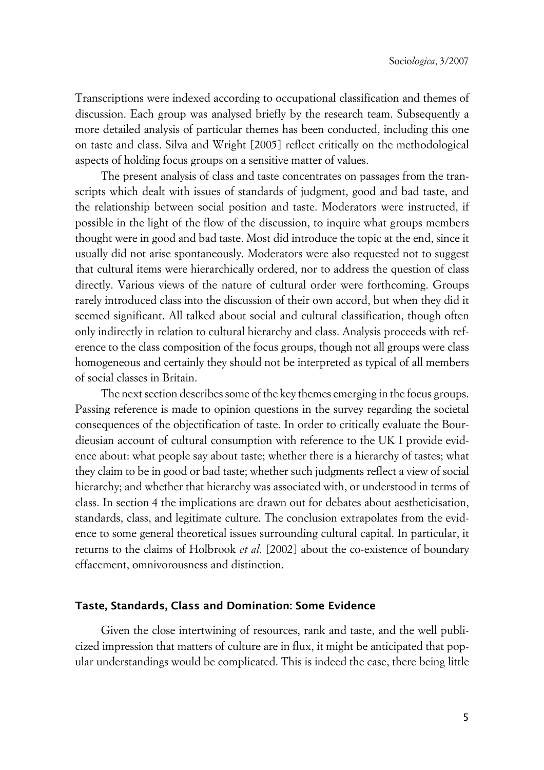Transcriptions were indexed according to occupational classification and themes of discussion. Each group was analysed briefly by the research team. Subsequently a more detailed analysis of particular themes has been conducted, including this one on taste and class. Silva and Wright [2005] reflect critically on the methodological aspects of holding focus groups on a sensitive matter of values.

The present analysis of class and taste concentrates on passages from the transcripts which dealt with issues of standards of judgment, good and bad taste, and the relationship between social position and taste. Moderators were instructed, if possible in the light of the flow of the discussion, to inquire what groups members thought were in good and bad taste. Most did introduce the topic at the end, since it usually did not arise spontaneously. Moderators were also requested not to suggest that cultural items were hierarchically ordered, nor to address the question of class directly. Various views of the nature of cultural order were forthcoming. Groups rarely introduced class into the discussion of their own accord, but when they did it seemed significant. All talked about social and cultural classification, though often only indirectly in relation to cultural hierarchy and class. Analysis proceeds with reference to the class composition of the focus groups, though not all groups were class homogeneous and certainly they should not be interpreted as typical of all members of social classes in Britain.

The next section describes some of the key themes emerging in the focus groups. Passing reference is made to opinion questions in the survey regarding the societal consequences of the objectification of taste. In order to critically evaluate the Bourdieusian account of cultural consumption with reference to the UK I provide evidence about: what people say about taste; whether there is a hierarchy of tastes; what they claim to be in good or bad taste; whether such judgments reflect a view of social hierarchy; and whether that hierarchy was associated with, or understood in terms of class. In section 4 the implications are drawn out for debates about aestheticisation, standards, class, and legitimate culture. The conclusion extrapolates from the evidence to some general theoretical issues surrounding cultural capital. In particular, it returns to the claims of Holbrook *et al.* [2002] about the co-existence of boundary effacement, omnivorousness and distinction.

## Taste, Standards, Class and Domination: Some Evidence

Given the close intertwining of resources, rank and taste, and the well publicized impression that matters of culture are in flux, it might be anticipated that popular understandings would be complicated. This is indeed the case, there being little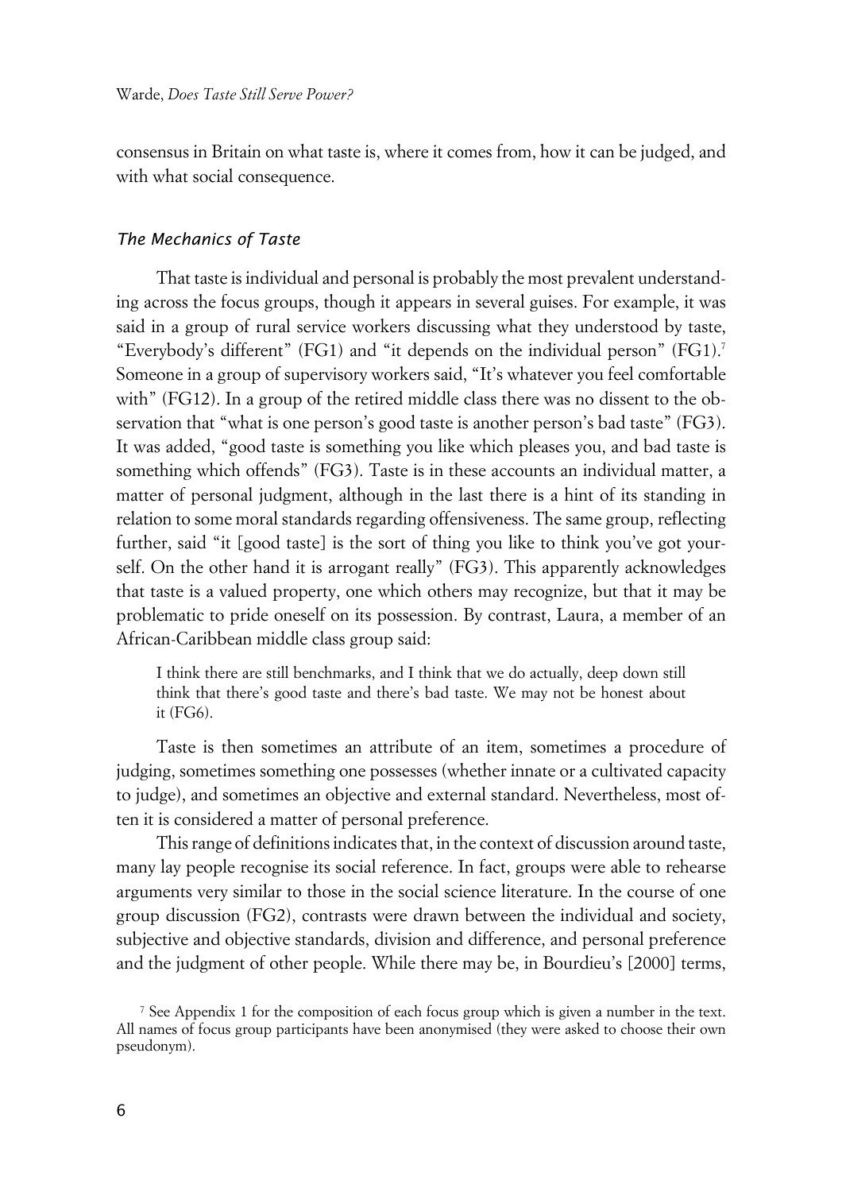consensus in Britain on what taste is, where it comes from, how it can be judged, and with what social consequence.

### *The Mechanics of Taste*

That taste is individual and personal is probably the most prevalent understanding across the focus groups, though it appears in several guises. For example, it was said in a group of rural service workers discussing what they understood by taste, "Everybody's different" (FG1) and "it depends on the individual person" (FG1).[7] Someone in a group of supervisory workers said, "It's whatever you feel comfortable with" (FG12). In a group of the retired middle class there was no dissent to the observation that "what is one person's good taste is another person's bad taste" (FG3). It was added, "good taste is something you like which pleases you, and bad taste is something which offends" (FG3). Taste is in these accounts an individual matter, a matter of personal judgment, although in the last there is a hint of its standing in relation to some moral standards regarding offensiveness. The same group, reflecting further, said "it [good taste] is the sort of thing you like to think you've got yourself. On the other hand it is arrogant really" (FG3). This apparently acknowledges that taste is a valued property, one which others may recognize, but that it may be problematic to pride oneself on its possession. By contrast, Laura, a member of an African-Caribbean middle class group said:

> I think there are still benchmarks, and I think that we do actually, deep down still think that there's good taste and there's bad taste. We may not be honest about it (FG6).

Taste is then sometimes an attribute of an item, sometimes a procedure of judging, sometimes something one possesses (whether innate or a cultivated capacity to judge), and sometimes an objective and external standard. Nevertheless, most often it is considered a matter of personal preference.

This range of definitions indicates that, in the context of discussion around taste, many lay people recognise its social reference. In fact, groups were able to rehearse arguments very similar to those in the social science literature. In the course of one group discussion (FG2), contrasts were drawn between the individual and society, subjective and objective standards, division and difference, and personal preference and the judgment of other people. While there may be, in Bourdieu's [2000] terms,

[7] See Appendix 1 for the composition of each focus group which is given a number in the text. All names of focus group participants have been anonymised (they were asked to choose their own pseudonym).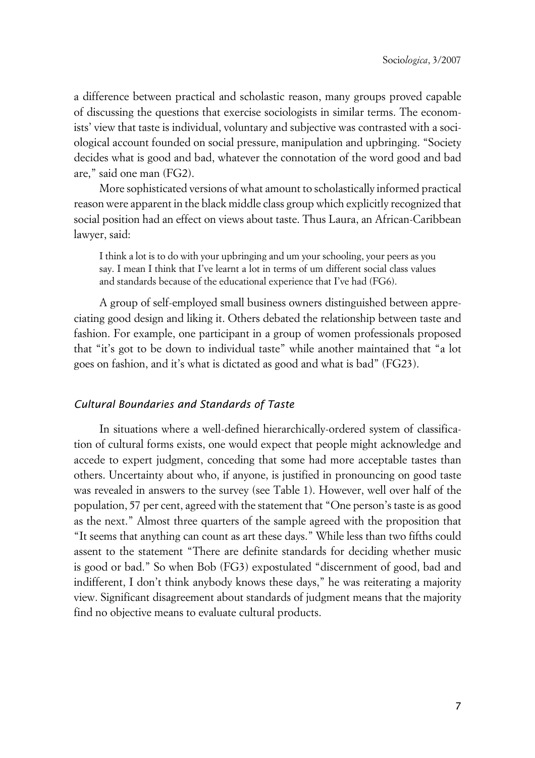a difference between practical and scholastic reason, many groups proved capable of discussing the questions that exercise sociologists in similar terms. The economists' view that taste is individual, voluntary and subjective was contrasted with a sociological account founded on social pressure, manipulation and upbringing. "Society decides what is good and bad, whatever the connotation of the word good and bad are," said one man (FG2).

More sophisticated versions of what amount to scholastically informed practical reason were apparent in the black middle class group which explicitly recognized that social position had an effect on views about taste. Thus Laura, an African-Caribbean lawyer, said:

> I think a lot is to do with your upbringing and um your schooling, your peers as you say. I mean I think that I've learnt a lot in terms of um different social class values and standards because of the educational experience that I've had (FG6).

A group of self-employed small business owners distinguished between appreciating good design and liking it. Others debated the relationship between taste and fashion. For example, one participant in a group of women professionals proposed that "it's got to be down to individual taste" while another maintained that "a lot goes on fashion, and it's what is dictated as good and what is bad" (FG23).

### *Cultural Boundaries and Standards of Taste*

In situations where a well-defined hierarchically-ordered system of classification of cultural forms exists, one would expect that people might acknowledge and accede to expert judgment, conceding that some had more acceptable tastes than others. Uncertainty about who, if anyone, is justified in pronouncing on good taste was revealed in answers to the survey (see Table 1). However, well over half of the population, 57 per cent, agreed with the statement that "One person's taste is as good as the next." Almost three quarters of the sample agreed with the proposition that "It seems that anything can count as art these days." While less than two fifths could assent to the statement "There are definite standards for deciding whether music is good or bad." So when Bob (FG3) expostulated "discernment of good, bad and indifferent, I don't think anybody knows these days," he was reiterating a majority view. Significant disagreement about standards of judgment means that the majority find no objective means to evaluate cultural products.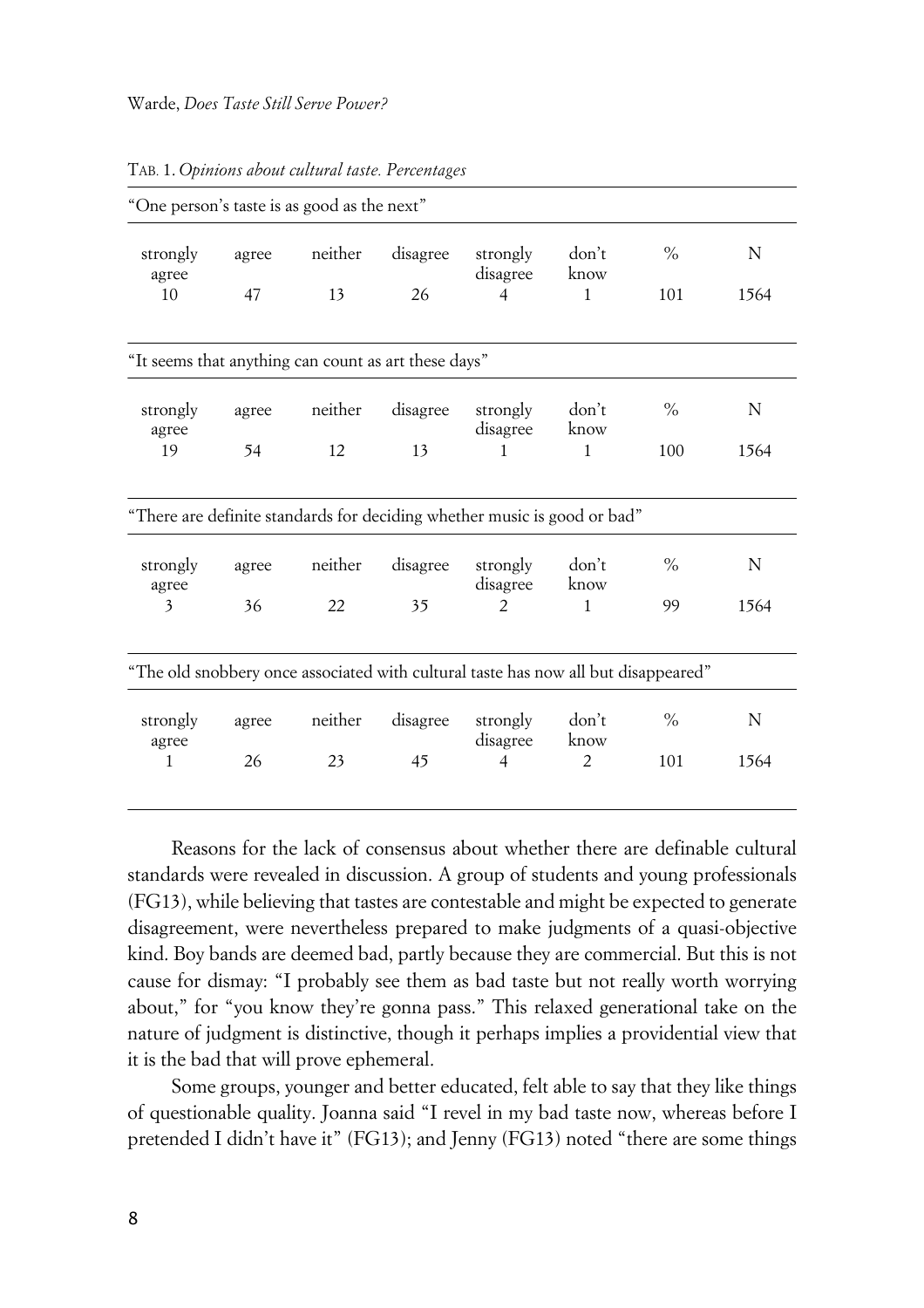TAB. 1. *Opinions about cultural taste. Percentages*

| "One person's taste is as good as the next" | | | | | | | |
|---|---|---|---|---|---|---|---|
| strongly agree | agree | neither | disagree | strongly disagree | don't know | % | N |
| 10 | 47 | 13 | 26 | 4 | 1 | 101 | 1564 |
| **"It seems that anything can count as art these days"** | | | | | | | |
| strongly agree | agree | neither | disagree | strongly disagree | don't know | % | N |
| 19 | 54 | 12 | 13 | 1 | 1 | 100 | 1564 |
| **"There are definite standards for deciding whether music is good or bad"** | | | | | | | |
| strongly agree | agree | neither | disagree | strongly disagree | don't know | % | N |
| 3 | 36 | 22 | 35 | 2 | 1 | 99 | 1564 |
| **"The old snobbery once associated with cultural taste has now all but disappeared"** | | | | | | | |
| strongly agree | agree | neither | disagree | strongly disagree | don't know | % | N |
| 1 | 26 | 23 | 45 | 4 | 2 | 101 | 1564 |

Reasons for the lack of consensus about whether there are definable cultural standards were revealed in discussion. A group of students and young professionals (FG13), while believing that tastes are contestable and might be expected to generate disagreement, were nevertheless prepared to make judgments of a quasi-objective kind. Boy bands are deemed bad, partly because they are commercial. But this is not cause for dismay: "I probably see them as bad taste but not really worth worrying about," for "you know they're gonna pass." This relaxed generational take on the nature of judgment is distinctive, though it perhaps implies a providential view that it is the bad that will prove ephemeral.

Some groups, younger and better educated, felt able to say that they like things of questionable quality. Joanna said "I revel in my bad taste now, whereas before I pretended I didn't have it" (FG13); and Jenny (FG13) noted "there are some things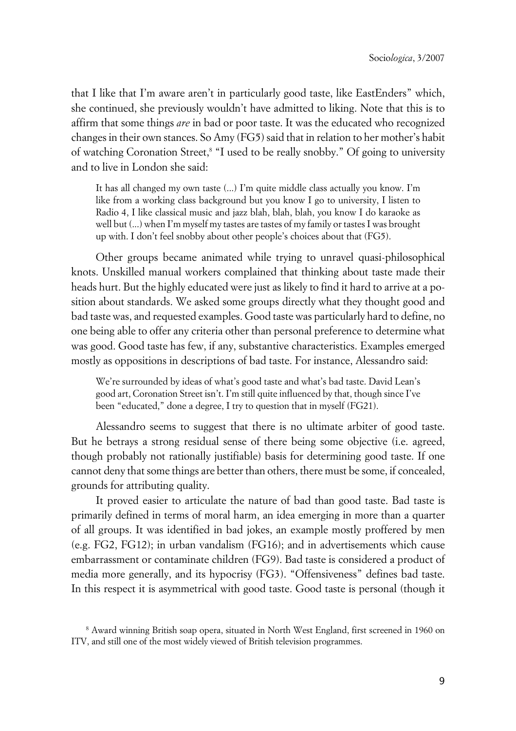that I like that I'm aware aren't in particularly good taste, like EastEnders" which, she continued, she previously wouldn't have admitted to liking. Note that this is to affirm that some things *are* in bad or poor taste. It was the educated who recognized changes in their own stances. So Amy (FG5) said that in relation to her mother's habit of watching Coronation Street,[8] "I used to be really snobby." Of going to university and to live in London she said:

> It has all changed my own taste (...) I'm quite middle class actually you know. I'm like from a working class background but you know I go to university, I listen to Radio 4, I like classical music and jazz blah, blah, blah, you know I do karaoke as well but (...) when I'm myself my tastes are tastes of my family or tastes I was brought up with. I don't feel snobby about other people's choices about that (FG5).

Other groups became animated while trying to unravel quasi-philosophical knots. Unskilled manual workers complained that thinking about taste made their heads hurt. But the highly educated were just as likely to find it hard to arrive at a position about standards. We asked some groups directly what they thought good and bad taste was, and requested examples. Good taste was particularly hard to define, no one being able to offer any criteria other than personal preference to determine what was good. Good taste has few, if any, substantive characteristics. Examples emerged mostly as oppositions in descriptions of bad taste. For instance, Alessandro said:

> We're surrounded by ideas of what's good taste and what's bad taste. David Lean's good art, Coronation Street isn't. I'm still quite influenced by that, though since I've been "educated," done a degree, I try to question that in myself (FG21).

Alessandro seems to suggest that there is no ultimate arbiter of good taste. But he betrays a strong residual sense of there being some objective (i.e. agreed, though probably not rationally justifiable) basis for determining good taste. If one cannot deny that some things are better than others, there must be some, if concealed, grounds for attributing quality.

It proved easier to articulate the nature of bad than good taste. Bad taste is primarily defined in terms of moral harm, an idea emerging in more than a quarter of all groups. It was identified in bad jokes, an example mostly proffered by men (e.g. FG2, FG12); in urban vandalism (FG16); and in advertisements which cause embarrassment or contaminate children (FG9). Bad taste is considered a product of media more generally, and its hypocrisy (FG3). "Offensiveness" defines bad taste. In this respect it is asymmetrical with good taste. Good taste is personal (though it

[8] Award winning British soap opera, situated in North West England, first screened in 1960 on ITV, and still one of the most widely viewed of British television programmes.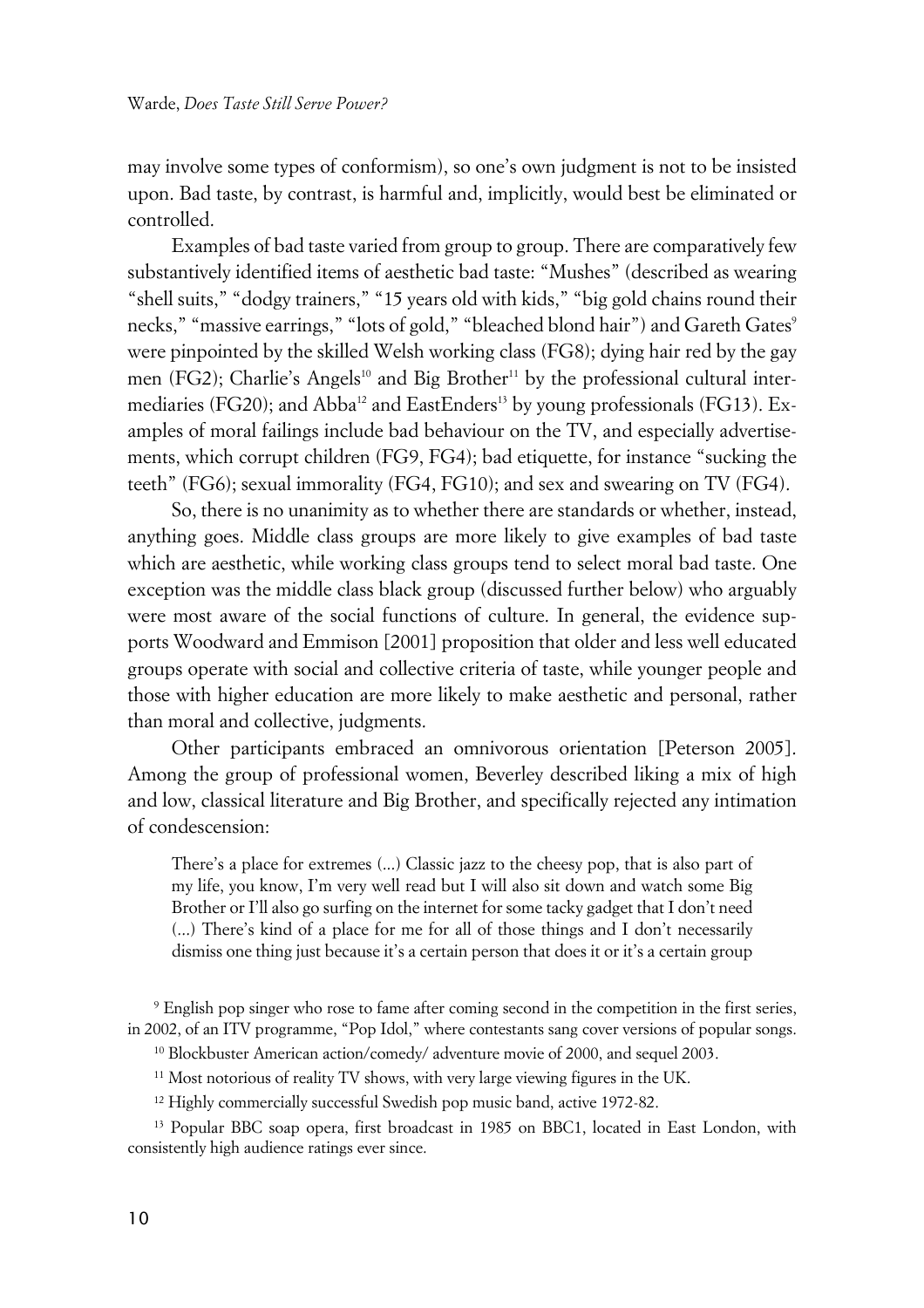may involve some types of conformism), so one's own judgment is not to be insisted upon. Bad taste, by contrast, is harmful and, implicitly, would best be eliminated or controlled.

Examples of bad taste varied from group to group. There are comparatively few substantively identified items of aesthetic bad taste: "Mushes" (described as wearing "shell suits," "dodgy trainers," "15 years old with kids," "big gold chains round their necks," "massive earrings," "lots of gold," "bleached blond hair") and Gareth Gates[9] were pinpointed by the skilled Welsh working class (FG8); dying hair red by the gay men (FG2); Charlie's Angels[10] and Big Brother[11] by the professional cultural intermediaries (FG20); and Abba[12] and EastEnders[13] by young professionals (FG13). Examples of moral failings include bad behaviour on the TV, and especially advertisements, which corrupt children (FG9, FG4); bad etiquette, for instance "sucking the teeth" (FG6); sexual immorality (FG4, FG10); and sex and swearing on TV (FG4).

So, there is no unanimity as to whether there are standards or whether, instead, anything goes. Middle class groups are more likely to give examples of bad taste which are aesthetic, while working class groups tend to select moral bad taste. One exception was the middle class black group (discussed further below) who arguably were most aware of the social functions of culture. In general, the evidence supports Woodward and Emmison [2001] proposition that older and less well educated groups operate with social and collective criteria of taste, while younger people and those with higher education are more likely to make aesthetic and personal, rather than moral and collective, judgments.

Other participants embraced an omnivorous orientation [Peterson 2005]. Among the group of professional women, Beverley described liking a mix of high and low, classical literature and Big Brother, and specifically rejected any intimation of condescension:

> There's a place for extremes (...) Classic jazz to the cheesy pop, that is also part of my life, you know, I'm very well read but I will also sit down and watch some Big Brother or I'll also go surfing on the internet for some tacky gadget that I don't need (...) There's kind of a place for me for all of those things and I don't necessarily dismiss one thing just because it's a certain person that does it or it's a certain group

[9] English pop singer who rose to fame after coming second in the competition in the first series, in 2002, of an ITV programme, "Pop Idol," where contestants sang cover versions of popular songs.

[10] Blockbuster American action/comedy/ adventure movie of 2000, and sequel 2003.

[11] Most notorious of reality TV shows, with very large viewing figures in the UK.

[12] Highly commercially successful Swedish pop music band, active 1972-82.

[13] Popular BBC soap opera, first broadcast in 1985 on BBC1, located in East London, with consistently high audience ratings ever since.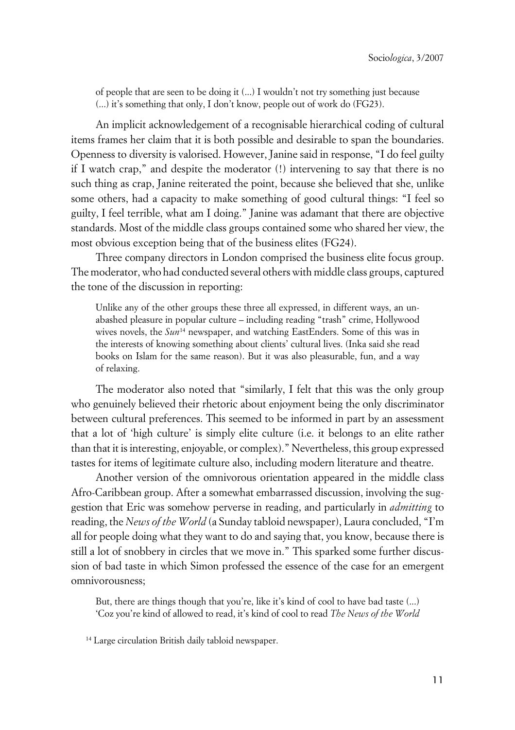> of people that are seen to be doing it (...) I wouldn't not try something just because (...) it's something that only, I don't know, people out of work do (FG23).

An implicit acknowledgement of a recognisable hierarchical coding of cultural items frames her claim that it is both possible and desirable to span the boundaries. Openness to diversity is valorised. However, Janine said in response, "I do feel guilty if I watch crap," and despite the moderator (!) intervening to say that there is no such thing as crap, Janine reiterated the point, because she believed that she, unlike some others, had a capacity to make something of good cultural things: "I feel so guilty, I feel terrible, what am I doing." Janine was adamant that there are objective standards. Most of the middle class groups contained some who shared her view, the most obvious exception being that of the business elites (FG24).

Three company directors in London comprised the business elite focus group. The moderator, who had conducted several others with middle class groups, captured the tone of the discussion in reporting:

> Unlike any of the other groups these three all expressed, in different ways, an unabashed pleasure in popular culture – including reading "trash" crime, Hollywood wives novels, the *Sun*[14] newspaper, and watching EastEnders. Some of this was in the interests of knowing something about clients' cultural lives. (Inka said she read books on Islam for the same reason). But it was also pleasurable, fun, and a way of relaxing.

The moderator also noted that "similarly, I felt that this was the only group who genuinely believed their rhetoric about enjoyment being the only discriminator between cultural preferences. This seemed to be informed in part by an assessment that a lot of 'high culture' is simply elite culture (i.e. it belongs to an elite rather than that it is interesting, enjoyable, or complex)." Nevertheless, this group expressed tastes for items of legitimate culture also, including modern literature and theatre.

Another version of the omnivorous orientation appeared in the middle class Afro-Caribbean group. After a somewhat embarrassed discussion, involving the suggestion that Eric was somehow perverse in reading, and particularly in *admitting* to reading, the *News of the World* (a Sunday tabloid newspaper), Laura concluded, "I'm all for people doing what they want to do and saying that, you know, because there is still a lot of snobbery in circles that we move in." This sparked some further discussion of bad taste in which Simon professed the essence of the case for an emergent omnivorousness;

> But, there are things though that you're, like it's kind of cool to have bad taste (...) 'Coz you're kind of allowed to read, it's kind of cool to read *The News of the World*

[14] Large circulation British daily tabloid newspaper.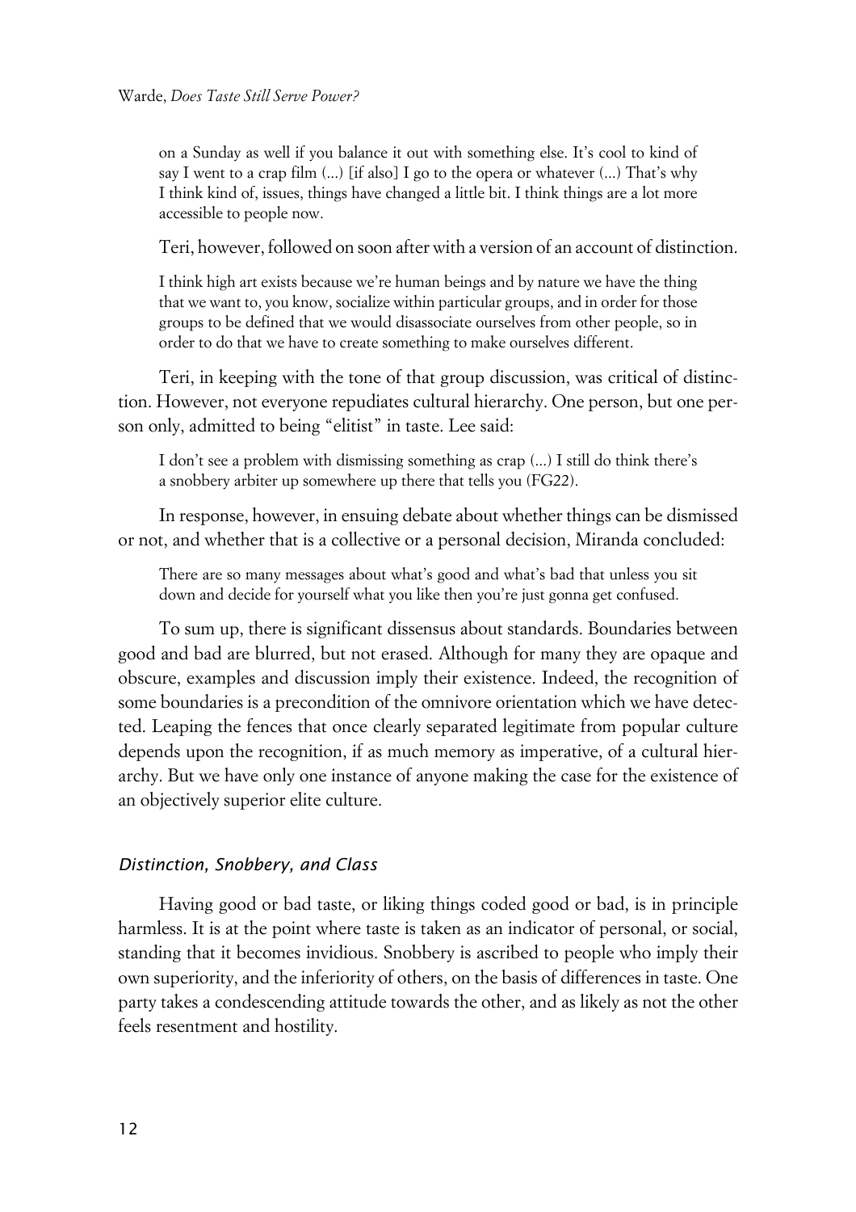on a Sunday as well if you balance it out with something else. It's cool to kind of say I went to a crap film (...) [if also] I go to the opera or whatever (...) That's why I think kind of, issues, things have changed a little bit. I think things are a lot more accessible to people now.

Teri, however, followed on soon after with a version of an account of distinction.

> I think high art exists because we're human beings and by nature we have the thing that we want to, you know, socialize within particular groups, and in order for those groups to be defined that we would disassociate ourselves from other people, so in order to do that we have to create something to make ourselves different.

Teri, in keeping with the tone of that group discussion, was critical of distinction. However, not everyone repudiates cultural hierarchy. One person, but one person only, admitted to being "elitist" in taste. Lee said:

> I don't see a problem with dismissing something as crap (...) I still do think there's a snobbery arbiter up somewhere up there that tells you (FG22).

In response, however, in ensuing debate about whether things can be dismissed or not, and whether that is a collective or a personal decision, Miranda concluded:

> There are so many messages about what's good and what's bad that unless you sit down and decide for yourself what you like then you're just gonna get confused.

To sum up, there is significant dissensus about standards. Boundaries between good and bad are blurred, but not erased. Although for many they are opaque and obscure, examples and discussion imply their existence. Indeed, the recognition of some boundaries is a precondition of the omnivore orientation which we have detected. Leaping the fences that once clearly separated legitimate from popular culture depends upon the recognition, if as much memory as imperative, of a cultural hierarchy. But we have only one instance of anyone making the case for the existence of an objectively superior elite culture.

### *Distinction, Snobbery, and Class*

Having good or bad taste, or liking things coded good or bad, is in principle harmless. It is at the point where taste is taken as an indicator of personal, or social, standing that it becomes invidious. Snobbery is ascribed to people who imply their own superiority, and the inferiority of others, on the basis of differences in taste. One party takes a condescending attitude towards the other, and as likely as not the other feels resentment and hostility.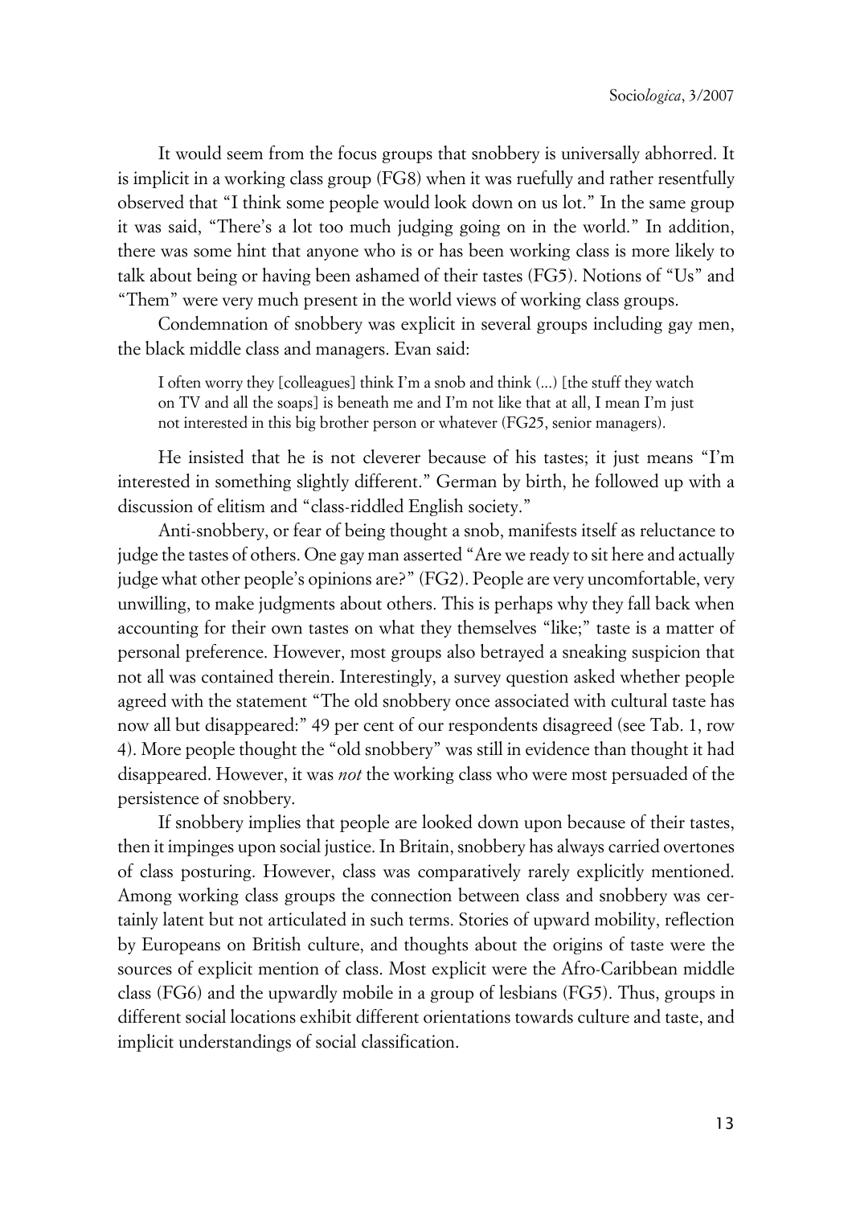It would seem from the focus groups that snobbery is universally abhorred. It is implicit in a working class group (FG8) when it was ruefully and rather resentfully observed that "I think some people would look down on us lot." In the same group it was said, "There's a lot too much judging going on in the world." In addition, there was some hint that anyone who is or has been working class is more likely to talk about being or having been ashamed of their tastes (FG5). Notions of "Us" and "Them" were very much present in the world views of working class groups.

Condemnation of snobbery was explicit in several groups including gay men, the black middle class and managers. Evan said:

> I often worry they [colleagues] think I'm a snob and think (...) [the stuff they watch on TV and all the soaps] is beneath me and I'm not like that at all, I mean I'm just not interested in this big brother person or whatever (FG25, senior managers).

He insisted that he is not cleverer because of his tastes; it just means "I'm interested in something slightly different." German by birth, he followed up with a discussion of elitism and "class-riddled English society."

Anti-snobbery, or fear of being thought a snob, manifests itself as reluctance to judge the tastes of others. One gay man asserted "Are we ready to sit here and actually judge what other people's opinions are?" (FG2). People are very uncomfortable, very unwilling, to make judgments about others. This is perhaps why they fall back when accounting for their own tastes on what they themselves "like;" taste is a matter of personal preference. However, most groups also betrayed a sneaking suspicion that not all was contained therein. Interestingly, a survey question asked whether people agreed with the statement "The old snobbery once associated with cultural taste has now all but disappeared:" 49 per cent of our respondents disagreed (see Tab. 1, row 4). More people thought the "old snobbery" was still in evidence than thought it had disappeared. However, it was *not* the working class who were most persuaded of the persistence of snobbery.

If snobbery implies that people are looked down upon because of their tastes, then it impinges upon social justice. In Britain, snobbery has always carried overtones of class posturing. However, class was comparatively rarely explicitly mentioned. Among working class groups the connection between class and snobbery was certainly latent but not articulated in such terms. Stories of upward mobility, reflection by Europeans on British culture, and thoughts about the origins of taste were the sources of explicit mention of class. Most explicit were the Afro-Caribbean middle class (FG6) and the upwardly mobile in a group of lesbians (FG5). Thus, groups in different social locations exhibit different orientations towards culture and taste, and implicit understandings of social classification.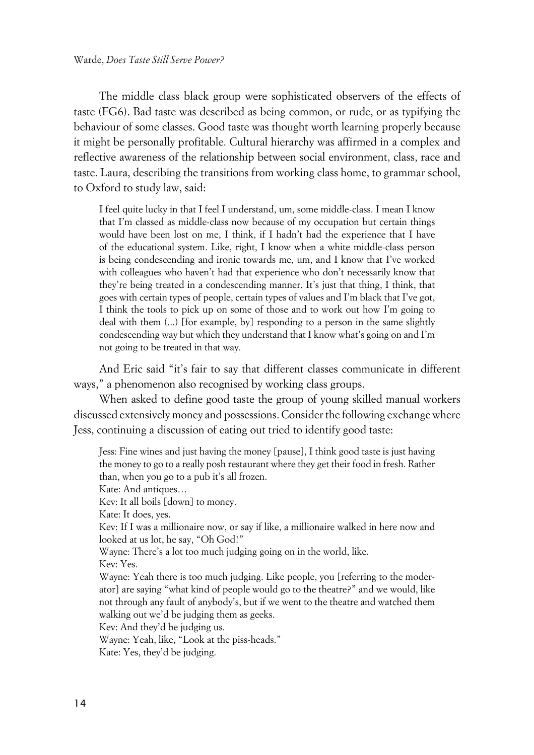The middle class black group were sophisticated observers of the effects of taste (FG6). Bad taste was described as being common, or rude, or as typifying the behaviour of some classes. Good taste was thought worth learning properly because it might be personally profitable. Cultural hierarchy was affirmed in a complex and reflective awareness of the relationship between social environment, class, race and taste. Laura, describing the transitions from working class home, to grammar school, to Oxford to study law, said:

> I feel quite lucky in that I feel I understand, um, some middle-class. I mean I know that I'm classed as middle-class now because of my occupation but certain things would have been lost on me, I think, if I hadn't had the experience that I have of the educational system. Like, right, I know when a white middle-class person is being condescending and ironic towards me, um, and I know that I've worked with colleagues who haven't had that experience who don't necessarily know that they're being treated in a condescending manner. It's just that thing, I think, that goes with certain types of people, certain types of values and I'm black that I've got, I think the tools to pick up on some of those and to work out how I'm going to deal with them (...) [for example, by] responding to a person in the same slightly condescending way but which they understand that I know what's going on and I'm not going to be treated in that way.

And Eric said "it's fair to say that different classes communicate in different ways," a phenomenon also recognised by working class groups.

When asked to define good taste the group of young skilled manual workers discussed extensively money and possessions. Consider the following exchange where Jess, continuing a discussion of eating out tried to identify good taste:

> Jess: Fine wines and just having the money [pause], I think good taste is just having the money to go to a really posh restaurant where they get their food in fresh. Rather than, when you go to a pub it's all frozen.
>
> Kate: And antiques…
>
> Kev: It all boils [down] to money.
>
> Kate: It does, yes.
>
> Kev: If I was a millionaire now, or say if like, a millionaire walked in here now and looked at us lot, he say, "Oh God!"
>
> Wayne: There's a lot too much judging going on in the world, like.
>
> Kev: Yes.
>
> Wayne: Yeah there is too much judging. Like people, you [referring to the moderator] are saying "what kind of people would go to the theatre?" and we would, like not through any fault of anybody's, but if we went to the theatre and watched them walking out we'd be judging them as geeks.
>
> Kev: And they'd be judging us.
>
> Wayne: Yeah, like, "Look at the piss-heads."
>
> Kate: Yes, they'd be judging.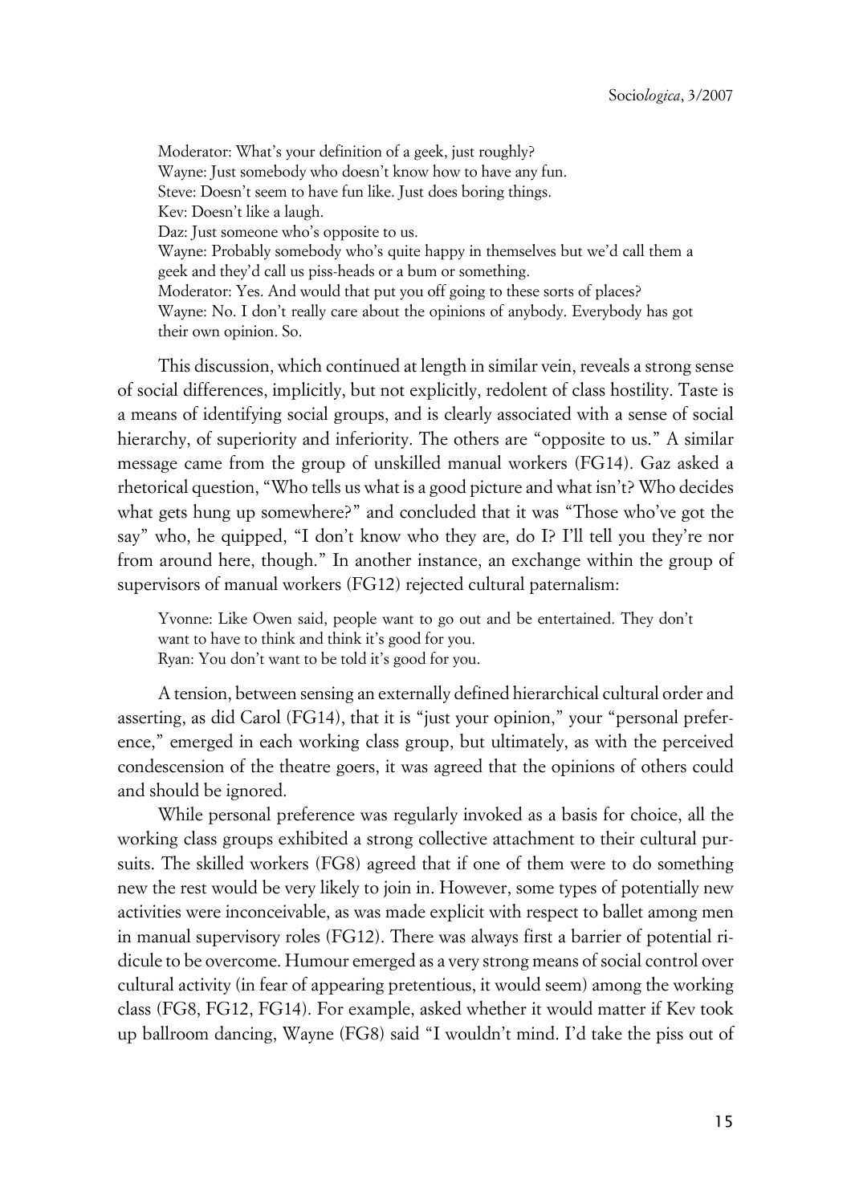Moderator: What's your definition of a geek, just roughly?
Wayne: Just somebody who doesn't know how to have any fun.
Steve: Doesn't seem to have fun like. Just does boring things.
Kev: Doesn't like a laugh.
Daz: Just someone who's opposite to us.
Wayne: Probably somebody who's quite happy in themselves but we'd call them a geek and they'd call us piss-heads or a bum or something.
Moderator: Yes. And would that put you off going to these sorts of places?
Wayne: No. I don't really care about the opinions of anybody. Everybody has got their own opinion. So.

This discussion, which continued at length in similar vein, reveals a strong sense of social differences, implicitly, but not explicitly, redolent of class hostility. Taste is a means of identifying social groups, and is clearly associated with a sense of social hierarchy, of superiority and inferiority. The others are "opposite to us." A similar message came from the group of unskilled manual workers (FG14). Gaz asked a rhetorical question, "Who tells us what is a good picture and what isn't? Who decides what gets hung up somewhere?" and concluded that it was "Those who've got the say" who, he quipped, "I don't know who they are, do I? I'll tell you they're nor from around here, though." In another instance, an exchange within the group of supervisors of manual workers (FG12) rejected cultural paternalism:

Yvonne: Like Owen said, people want to go out and be entertained. They don't want to have to think and think it's good for you.
Ryan: You don't want to be told it's good for you.

A tension, between sensing an externally defined hierarchical cultural order and asserting, as did Carol (FG14), that it is "just your opinion," your "personal preference," emerged in each working class group, but ultimately, as with the perceived condescension of the theatre goers, it was agreed that the opinions of others could and should be ignored.

While personal preference was regularly invoked as a basis for choice, all the working class groups exhibited a strong collective attachment to their cultural pursuits. The skilled workers (FG8) agreed that if one of them were to do something new the rest would be very likely to join in. However, some types of potentially new activities were inconceivable, as was made explicit with respect to ballet among men in manual supervisory roles (FG12). There was always first a barrier of potential ridicule to be overcome. Humour emerged as a very strong means of social control over cultural activity (in fear of appearing pretentious, it would seem) among the working class (FG8, FG12, FG14). For example, asked whether it would matter if Kev took up ballroom dancing, Wayne (FG8) said "I wouldn't mind. I'd take the piss out of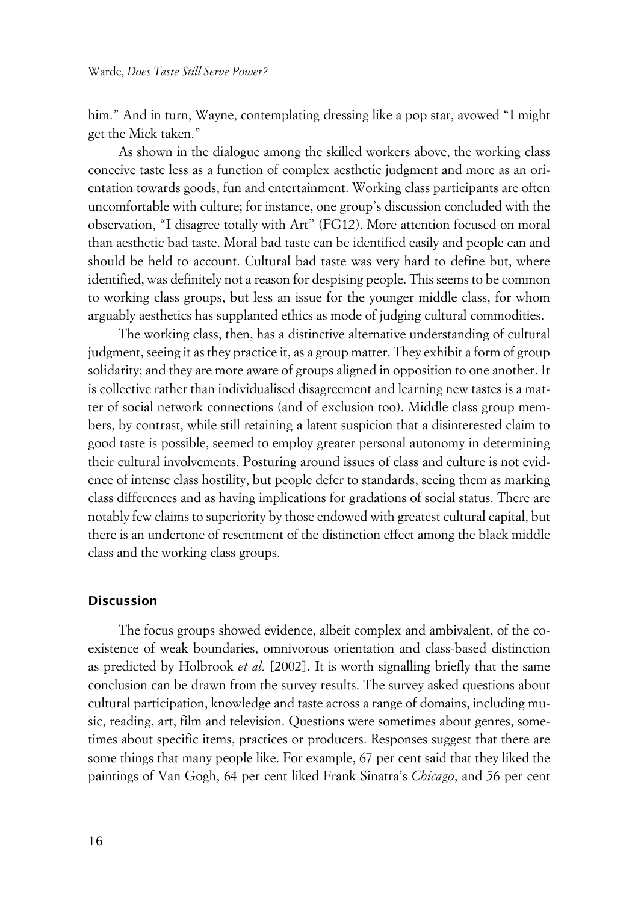him." And in turn, Wayne, contemplating dressing like a pop star, avowed "I might get the Mick taken."

As shown in the dialogue among the skilled workers above, the working class conceive taste less as a function of complex aesthetic judgment and more as an orientation towards goods, fun and entertainment. Working class participants are often uncomfortable with culture; for instance, one group's discussion concluded with the observation, "I disagree totally with Art" (FG12). More attention focused on moral than aesthetic bad taste. Moral bad taste can be identified easily and people can and should be held to account. Cultural bad taste was very hard to define but, where identified, was definitely not a reason for despising people. This seems to be common to working class groups, but less an issue for the younger middle class, for whom arguably aesthetics has supplanted ethics as mode of judging cultural commodities.

The working class, then, has a distinctive alternative understanding of cultural judgment, seeing it as they practice it, as a group matter. They exhibit a form of group solidarity; and they are more aware of groups aligned in opposition to one another. It is collective rather than individualised disagreement and learning new tastes is a matter of social network connections (and of exclusion too). Middle class group members, by contrast, while still retaining a latent suspicion that a disinterested claim to good taste is possible, seemed to employ greater personal autonomy in determining their cultural involvements. Posturing around issues of class and culture is not evidence of intense class hostility, but people defer to standards, seeing them as marking class differences and as having implications for gradations of social status. There are notably few claims to superiority by those endowed with greatest cultural capital, but there is an undertone of resentment of the distinction effect among the black middle class and the working class groups.

## Discussion

The focus groups showed evidence, albeit complex and ambivalent, of the co-existence of weak boundaries, omnivorous orientation and class-based distinction as predicted by Holbrook *et al.* [2002]. It is worth signalling briefly that the same conclusion can be drawn from the survey results. The survey asked questions about cultural participation, knowledge and taste across a range of domains, including music, reading, art, film and television. Questions were sometimes about genres, sometimes about specific items, practices or producers. Responses suggest that there are some things that many people like. For example, 67 per cent said that they liked the paintings of Van Gogh, 64 per cent liked Frank Sinatra's *Chicago*, and 56 per cent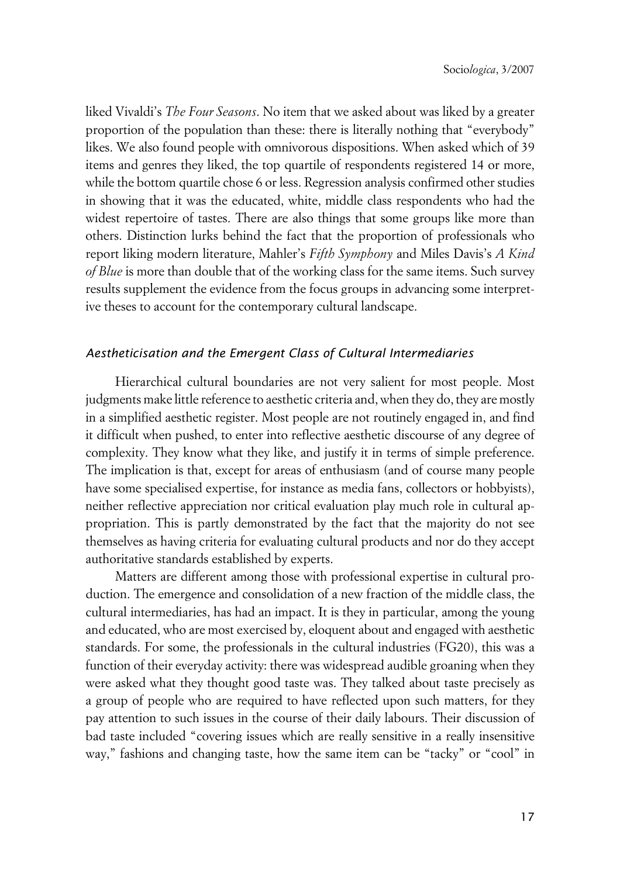liked Vivaldi's *The Four Seasons*. No item that we asked about was liked by a greater proportion of the population than these: there is literally nothing that "everybody" likes. We also found people with omnivorous dispositions. When asked which of 39 items and genres they liked, the top quartile of respondents registered 14 or more, while the bottom quartile chose 6 or less. Regression analysis confirmed other studies in showing that it was the educated, white, middle class respondents who had the widest repertoire of tastes. There are also things that some groups like more than others. Distinction lurks behind the fact that the proportion of professionals who report liking modern literature, Mahler's *Fifth Symphony* and Miles Davis's *A Kind of Blue* is more than double that of the working class for the same items. Such survey results supplement the evidence from the focus groups in advancing some interpretive theses to account for the contemporary cultural landscape.

### *Aestheticisation and the Emergent Class of Cultural Intermediaries*

Hierarchical cultural boundaries are not very salient for most people. Most judgments make little reference to aesthetic criteria and, when they do, they are mostly in a simplified aesthetic register. Most people are not routinely engaged in, and find it difficult when pushed, to enter into reflective aesthetic discourse of any degree of complexity. They know what they like, and justify it in terms of simple preference. The implication is that, except for areas of enthusiasm (and of course many people have some specialised expertise, for instance as media fans, collectors or hobbyists), neither reflective appreciation nor critical evaluation play much role in cultural appropriation. This is partly demonstrated by the fact that the majority do not see themselves as having criteria for evaluating cultural products and nor do they accept authoritative standards established by experts.

Matters are different among those with professional expertise in cultural production. The emergence and consolidation of a new fraction of the middle class, the cultural intermediaries, has had an impact. It is they in particular, among the young and educated, who are most exercised by, eloquent about and engaged with aesthetic standards. For some, the professionals in the cultural industries (FG20), this was a function of their everyday activity: there was widespread audible groaning when they were asked what they thought good taste was. They talked about taste precisely as a group of people who are required to have reflected upon such matters, for they pay attention to such issues in the course of their daily labours. Their discussion of bad taste included "covering issues which are really sensitive in a really insensitive way," fashions and changing taste, how the same item can be "tacky" or "cool" in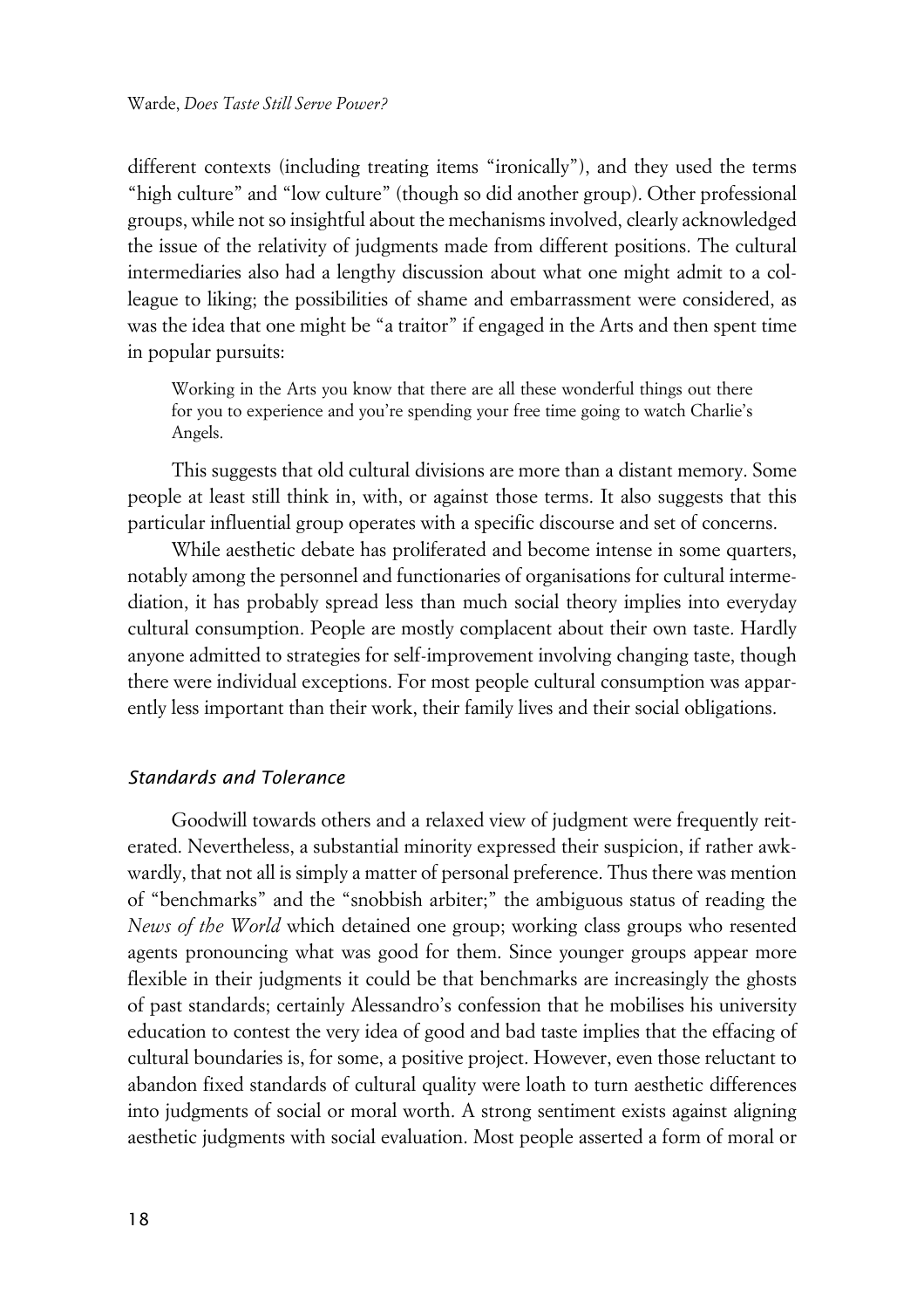different contexts (including treating items "ironically"), and they used the terms "high culture" and "low culture" (though so did another group). Other professional groups, while not so insightful about the mechanisms involved, clearly acknowledged the issue of the relativity of judgments made from different positions. The cultural intermediaries also had a lengthy discussion about what one might admit to a colleague to liking; the possibilities of shame and embarrassment were considered, as was the idea that one might be "a traitor" if engaged in the Arts and then spent time in popular pursuits:

> Working in the Arts you know that there are all these wonderful things out there for you to experience and you're spending your free time going to watch Charlie's Angels.

This suggests that old cultural divisions are more than a distant memory. Some people at least still think in, with, or against those terms. It also suggests that this particular influential group operates with a specific discourse and set of concerns.

While aesthetic debate has proliferated and become intense in some quarters, notably among the personnel and functionaries of organisations for cultural intermediation, it has probably spread less than much social theory implies into everyday cultural consumption. People are mostly complacent about their own taste. Hardly anyone admitted to strategies for self-improvement involving changing taste, though there were individual exceptions. For most people cultural consumption was apparently less important than their work, their family lives and their social obligations.

### *Standards and Tolerance*

Goodwill towards others and a relaxed view of judgment were frequently reiterated. Nevertheless, a substantial minority expressed their suspicion, if rather awkwardly, that not all is simply a matter of personal preference. Thus there was mention of "benchmarks" and the "snobbish arbiter;" the ambiguous status of reading the *News of the World* which detained one group; working class groups who resented agents pronouncing what was good for them. Since younger groups appear more flexible in their judgments it could be that benchmarks are increasingly the ghosts of past standards; certainly Alessandro's confession that he mobilises his university education to contest the very idea of good and bad taste implies that the effacing of cultural boundaries is, for some, a positive project. However, even those reluctant to abandon fixed standards of cultural quality were loath to turn aesthetic differences into judgments of social or moral worth. A strong sentiment exists against aligning aesthetic judgments with social evaluation. Most people asserted a form of moral or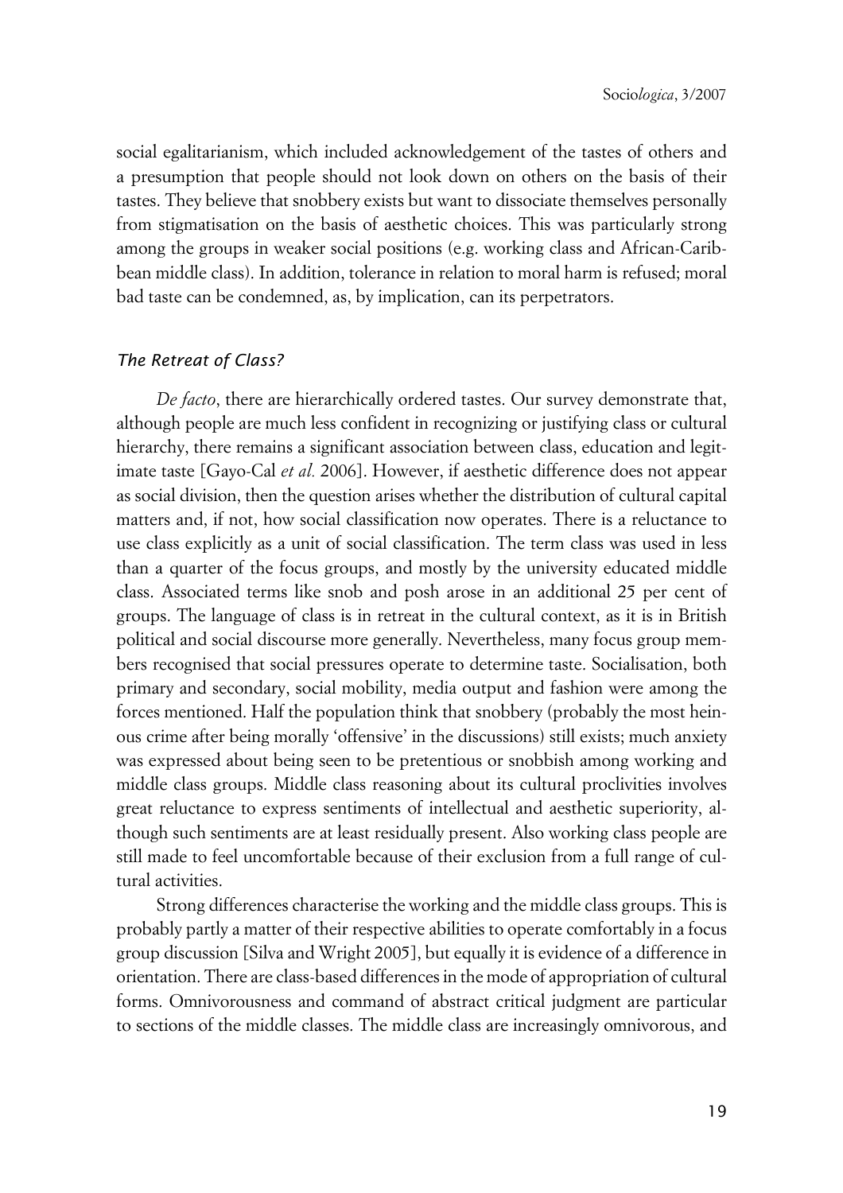social egalitarianism, which included acknowledgement of the tastes of others and a presumption that people should not look down on others on the basis of their tastes. They believe that snobbery exists but want to dissociate themselves personally from stigmatisation on the basis of aesthetic choices. This was particularly strong among the groups in weaker social positions (e.g. working class and African-Caribbean middle class). In addition, tolerance in relation to moral harm is refused; moral bad taste can be condemned, as, by implication, can its perpetrators.

### *The Retreat of Class?*

*De facto*, there are hierarchically ordered tastes. Our survey demonstrate that, although people are much less confident in recognizing or justifying class or cultural hierarchy, there remains a significant association between class, education and legitimate taste [Gayo-Cal *et al.* 2006]. However, if aesthetic difference does not appear as social division, then the question arises whether the distribution of cultural capital matters and, if not, how social classification now operates. There is a reluctance to use class explicitly as a unit of social classification. The term class was used in less than a quarter of the focus groups, and mostly by the university educated middle class. Associated terms like snob and posh arose in an additional 25 per cent of groups. The language of class is in retreat in the cultural context, as it is in British political and social discourse more generally. Nevertheless, many focus group members recognised that social pressures operate to determine taste. Socialisation, both primary and secondary, social mobility, media output and fashion were among the forces mentioned. Half the population think that snobbery (probably the most heinous crime after being morally 'offensive' in the discussions) still exists; much anxiety was expressed about being seen to be pretentious or snobbish among working and middle class groups. Middle class reasoning about its cultural proclivities involves great reluctance to express sentiments of intellectual and aesthetic superiority, although such sentiments are at least residually present. Also working class people are still made to feel uncomfortable because of their exclusion from a full range of cultural activities.

Strong differences characterise the working and the middle class groups. This is probably partly a matter of their respective abilities to operate comfortably in a focus group discussion [Silva and Wright 2005], but equally it is evidence of a difference in orientation. There are class-based differences in the mode of appropriation of cultural forms. Omnivorousness and command of abstract critical judgment are particular to sections of the middle classes. The middle class are increasingly omnivorous, and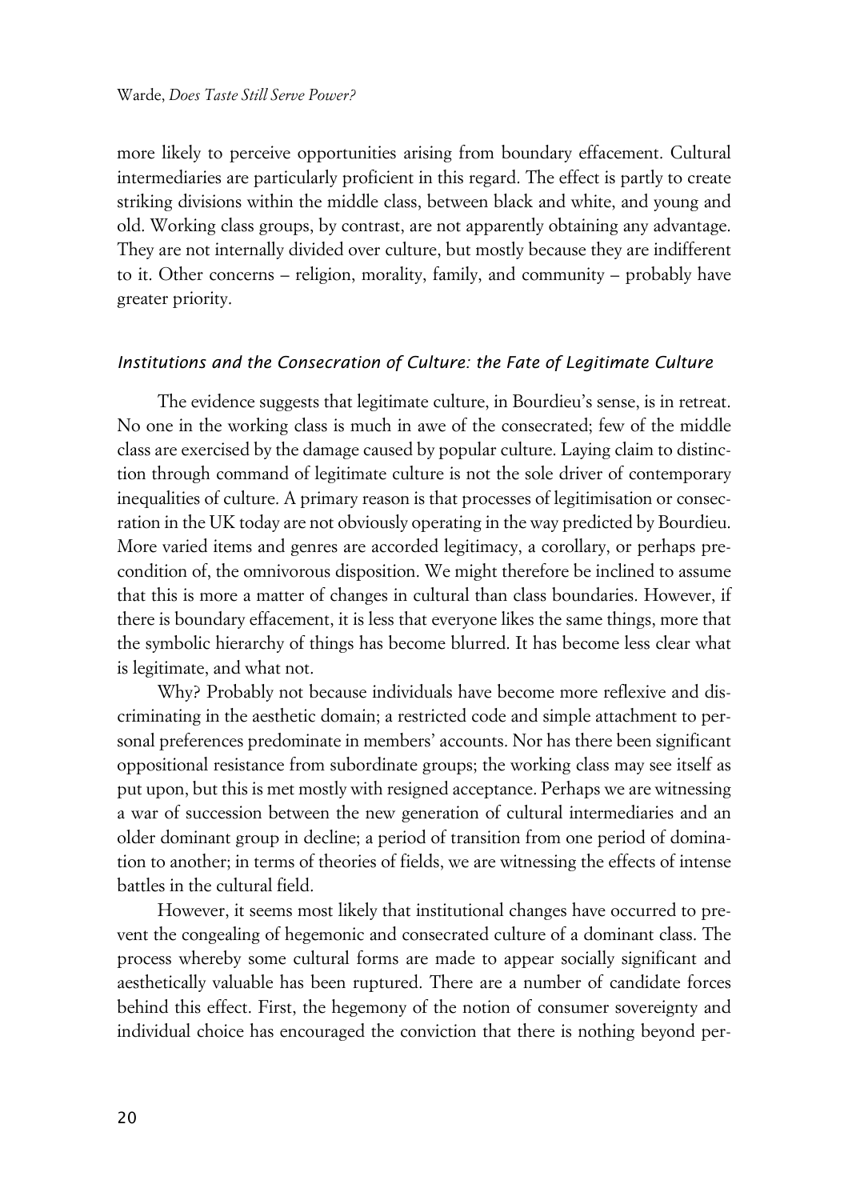more likely to perceive opportunities arising from boundary effacement. Cultural intermediaries are particularly proficient in this regard. The effect is partly to create striking divisions within the middle class, between black and white, and young and old. Working class groups, by contrast, are not apparently obtaining any advantage. They are not internally divided over culture, but mostly because they are indifferent to it. Other concerns – religion, morality, family, and community – probably have greater priority.

### *Institutions and the Consecration of Culture: the Fate of Legitimate Culture*

The evidence suggests that legitimate culture, in Bourdieu's sense, is in retreat. No one in the working class is much in awe of the consecrated; few of the middle class are exercised by the damage caused by popular culture. Laying claim to distinction through command of legitimate culture is not the sole driver of contemporary inequalities of culture. A primary reason is that processes of legitimisation or consecration in the UK today are not obviously operating in the way predicted by Bourdieu. More varied items and genres are accorded legitimacy, a corollary, or perhaps precondition of, the omnivorous disposition. We might therefore be inclined to assume that this is more a matter of changes in cultural than class boundaries. However, if there is boundary effacement, it is less that everyone likes the same things, more that the symbolic hierarchy of things has become blurred. It has become less clear what is legitimate, and what not.

Why? Probably not because individuals have become more reflexive and discriminating in the aesthetic domain; a restricted code and simple attachment to personal preferences predominate in members' accounts. Nor has there been significant oppositional resistance from subordinate groups; the working class may see itself as put upon, but this is met mostly with resigned acceptance. Perhaps we are witnessing a war of succession between the new generation of cultural intermediaries and an older dominant group in decline; a period of transition from one period of domination to another; in terms of theories of fields, we are witnessing the effects of intense battles in the cultural field.

However, it seems most likely that institutional changes have occurred to prevent the congealing of hegemonic and consecrated culture of a dominant class. The process whereby some cultural forms are made to appear socially significant and aesthetically valuable has been ruptured. There are a number of candidate forces behind this effect. First, the hegemony of the notion of consumer sovereignty and individual choice has encouraged the conviction that there is nothing beyond per-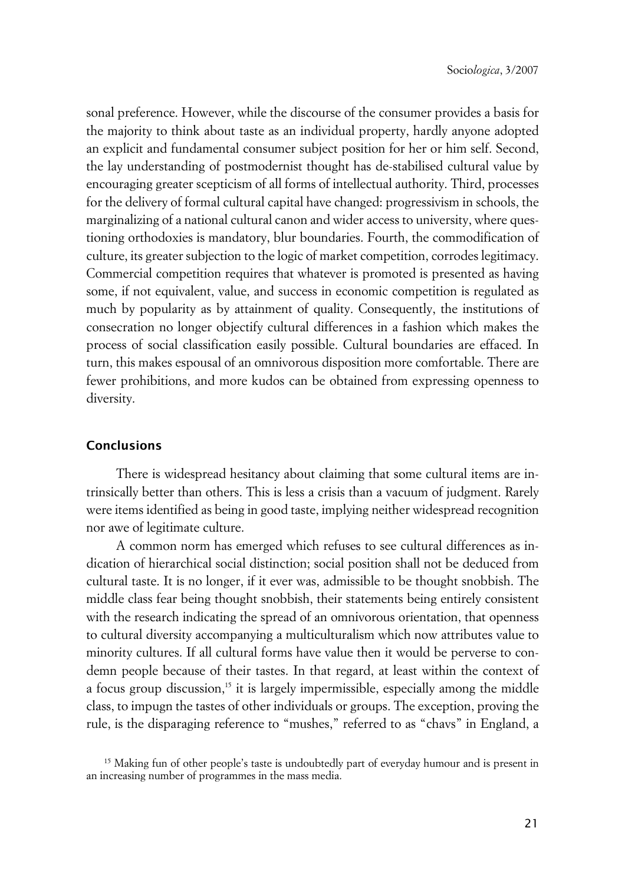sonal preference. However, while the discourse of the consumer provides a basis for the majority to think about taste as an individual property, hardly anyone adopted an explicit and fundamental consumer subject position for her or him self. Second, the lay understanding of postmodernist thought has de-stabilised cultural value by encouraging greater scepticism of all forms of intellectual authority. Third, processes for the delivery of formal cultural capital have changed: progressivism in schools, the marginalizing of a national cultural canon and wider access to university, where questioning orthodoxies is mandatory, blur boundaries. Fourth, the commodification of culture, its greater subjection to the logic of market competition, corrodes legitimacy. Commercial competition requires that whatever is promoted is presented as having some, if not equivalent, value, and success in economic competition is regulated as much by popularity as by attainment of quality. Consequently, the institutions of consecration no longer objectify cultural differences in a fashion which makes the process of social classification easily possible. Cultural boundaries are effaced. In turn, this makes espousal of an omnivorous disposition more comfortable. There are fewer prohibitions, and more kudos can be obtained from expressing openness to diversity.

## Conclusions

There is widespread hesitancy about claiming that some cultural items are intrinsically better than others. This is less a crisis than a vacuum of judgment. Rarely were items identified as being in good taste, implying neither widespread recognition nor awe of legitimate culture.

A common norm has emerged which refuses to see cultural differences as indication of hierarchical social distinction; social position shall not be deduced from cultural taste. It is no longer, if it ever was, admissible to be thought snobbish. The middle class fear being thought snobbish, their statements being entirely consistent with the research indicating the spread of an omnivorous orientation, that openness to cultural diversity accompanying a multiculturalism which now attributes value to minority cultures. If all cultural forms have value then it would be perverse to condemn people because of their tastes. In that regard, at least within the context of a focus group discussion,[15] it is largely impermissible, especially among the middle class, to impugn the tastes of other individuals or groups. The exception, proving the rule, is the disparaging reference to "mushes," referred to as "chavs" in England, a

[15] Making fun of other people's taste is undoubtedly part of everyday humour and is present in an increasing number of programmes in the mass media.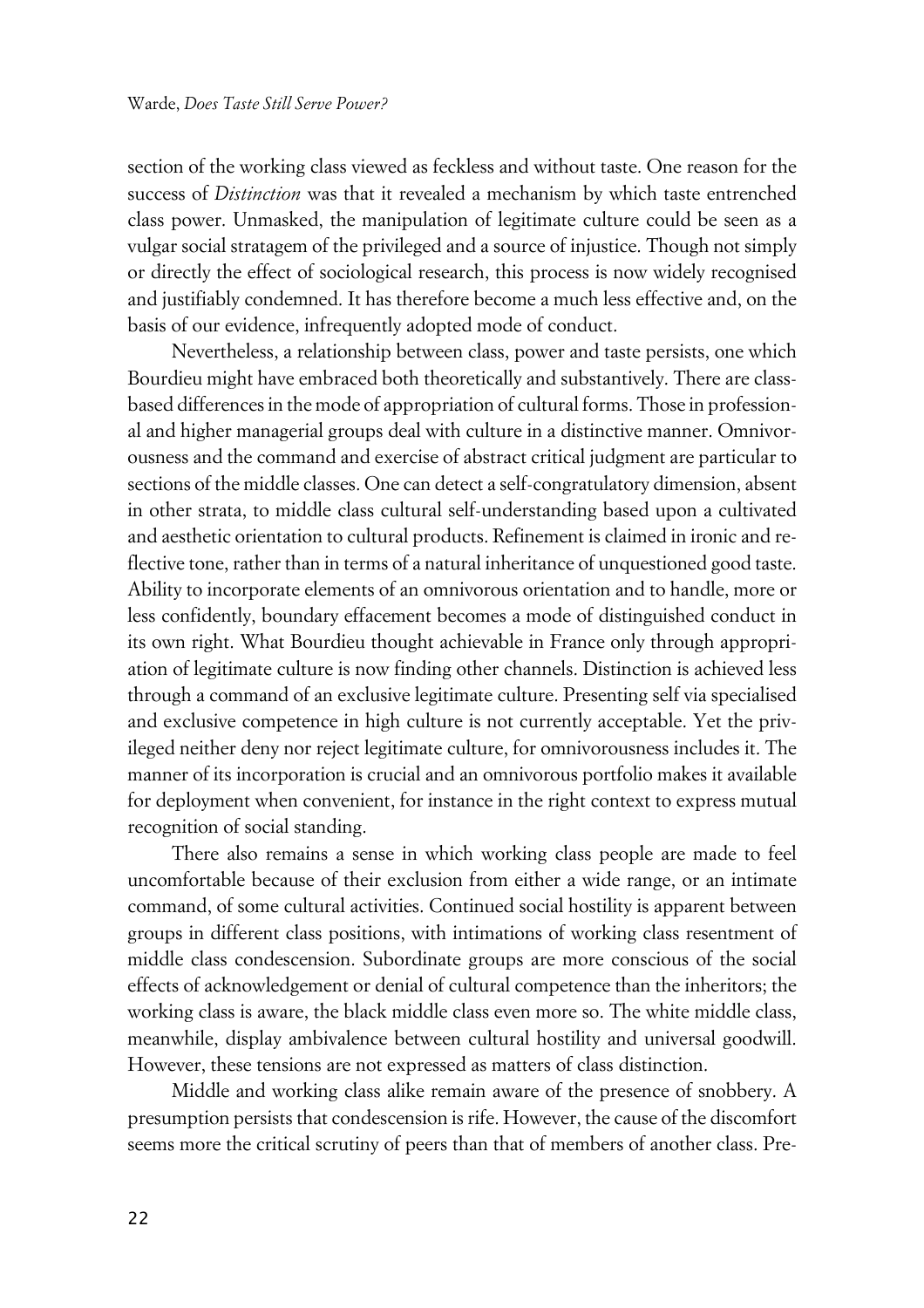section of the working class viewed as feckless and without taste. One reason for the success of *Distinction* was that it revealed a mechanism by which taste entrenched class power. Unmasked, the manipulation of legitimate culture could be seen as a vulgar social stratagem of the privileged and a source of injustice. Though not simply or directly the effect of sociological research, this process is now widely recognised and justifiably condemned. It has therefore become a much less effective and, on the basis of our evidence, infrequently adopted mode of conduct.

Nevertheless, a relationship between class, power and taste persists, one which Bourdieu might have embraced both theoretically and substantively. There are class-based differences in the mode of appropriation of cultural forms. Those in professional and higher managerial groups deal with culture in a distinctive manner. Omnivorousness and the command and exercise of abstract critical judgment are particular to sections of the middle classes. One can detect a self-congratulatory dimension, absent in other strata, to middle class cultural self-understanding based upon a cultivated and aesthetic orientation to cultural products. Refinement is claimed in ironic and reflective tone, rather than in terms of a natural inheritance of unquestioned good taste. Ability to incorporate elements of an omnivorous orientation and to handle, more or less confidently, boundary effacement becomes a mode of distinguished conduct in its own right. What Bourdieu thought achievable in France only through appropriation of legitimate culture is now finding other channels. Distinction is achieved less through a command of an exclusive legitimate culture. Presenting self via specialised and exclusive competence in high culture is not currently acceptable. Yet the privileged neither deny nor reject legitimate culture, for omnivorousness includes it. The manner of its incorporation is crucial and an omnivorous portfolio makes it available for deployment when convenient, for instance in the right context to express mutual recognition of social standing.

There also remains a sense in which working class people are made to feel uncomfortable because of their exclusion from either a wide range, or an intimate command, of some cultural activities. Continued social hostility is apparent between groups in different class positions, with intimations of working class resentment of middle class condescension. Subordinate groups are more conscious of the social effects of acknowledgement or denial of cultural competence than the inheritors; the working class is aware, the black middle class even more so. The white middle class, meanwhile, display ambivalence between cultural hostility and universal goodwill. However, these tensions are not expressed as matters of class distinction.

Middle and working class alike remain aware of the presence of snobbery. A presumption persists that condescension is rife. However, the cause of the discomfort seems more the critical scrutiny of peers than that of members of another class. Pre-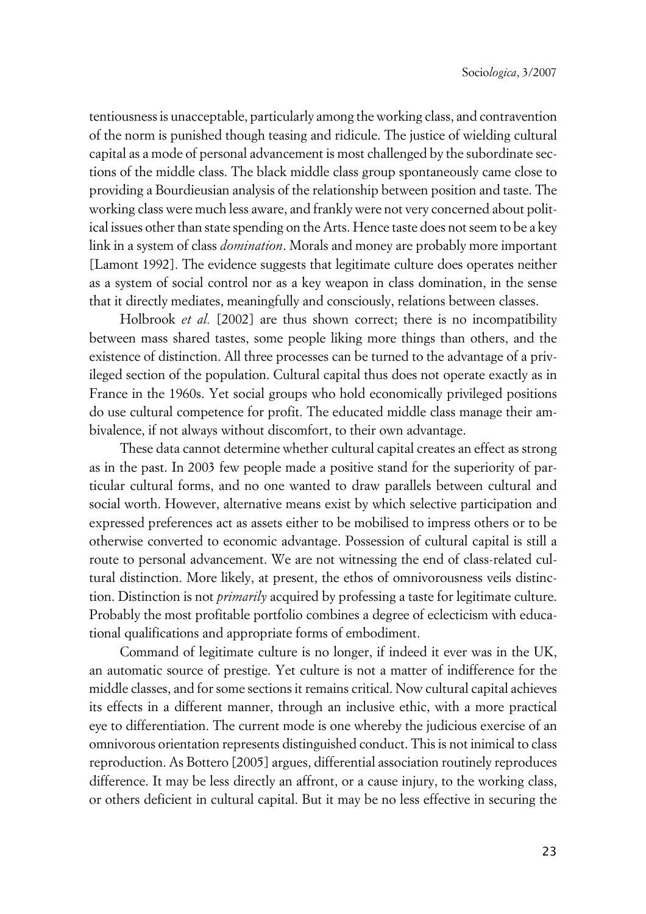tentiousness is unacceptable, particularly among the working class, and contravention of the norm is punished though teasing and ridicule. The justice of wielding cultural capital as a mode of personal advancement is most challenged by the subordinate sections of the middle class. The black middle class group spontaneously came close to providing a Bourdieusian analysis of the relationship between position and taste. The working class were much less aware, and frankly were not very concerned about political issues other than state spending on the Arts. Hence taste does not seem to be a key link in a system of class *domination*. Morals and money are probably more important [Lamont 1992]. The evidence suggests that legitimate culture does operates neither as a system of social control nor as a key weapon in class domination, in the sense that it directly mediates, meaningfully and consciously, relations between classes.

Holbrook *et al.* [2002] are thus shown correct; there is no incompatibility between mass shared tastes, some people liking more things than others, and the existence of distinction. All three processes can be turned to the advantage of a privileged section of the population. Cultural capital thus does not operate exactly as in France in the 1960s. Yet social groups who hold economically privileged positions do use cultural competence for profit. The educated middle class manage their ambivalence, if not always without discomfort, to their own advantage.

These data cannot determine whether cultural capital creates an effect as strong as in the past. In 2003 few people made a positive stand for the superiority of particular cultural forms, and no one wanted to draw parallels between cultural and social worth. However, alternative means exist by which selective participation and expressed preferences act as assets either to be mobilised to impress others or to be otherwise converted to economic advantage. Possession of cultural capital is still a route to personal advancement. We are not witnessing the end of class-related cultural distinction. More likely, at present, the ethos of omnivorousness veils distinction. Distinction is not *primarily* acquired by professing a taste for legitimate culture. Probably the most profitable portfolio combines a degree of eclecticism with educational qualifications and appropriate forms of embodiment.

Command of legitimate culture is no longer, if indeed it ever was in the UK, an automatic source of prestige. Yet culture is not a matter of indifference for the middle classes, and for some sections it remains critical. Now cultural capital achieves its effects in a different manner, through an inclusive ethic, with a more practical eye to differentiation. The current mode is one whereby the judicious exercise of an omnivorous orientation represents distinguished conduct. This is not inimical to class reproduction. As Bottero [2005] argues, differential association routinely reproduces difference. It may be less directly an affront, or a cause injury, to the working class, or others deficient in cultural capital. But it may be no less effective in securing the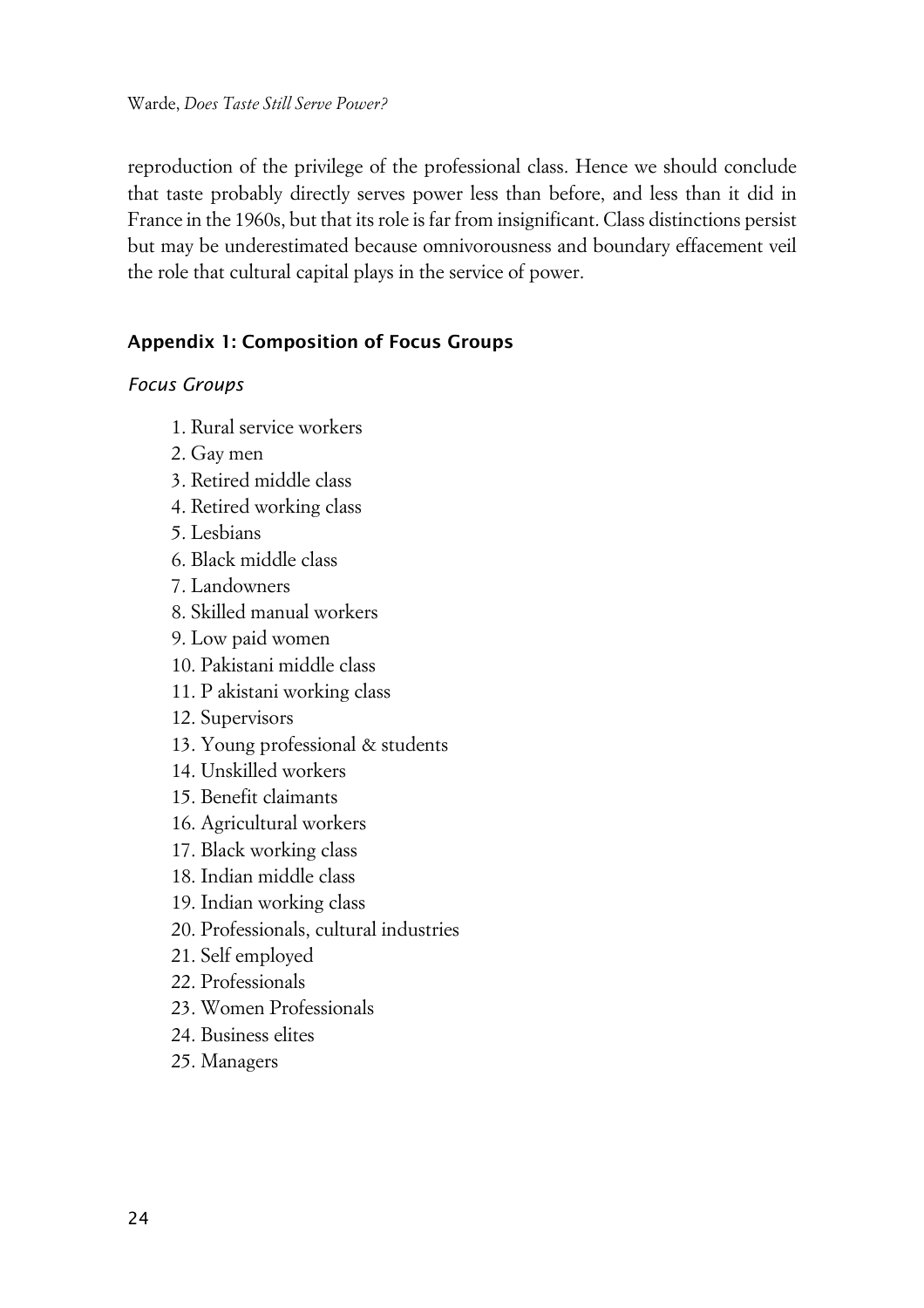reproduction of the privilege of the professional class. Hence we should conclude that taste probably directly serves power less than before, and less than it did in France in the 1960s, but that its role is far from insignificant. Class distinctions persist but may be underestimated because omnivorousness and boundary effacement veil the role that cultural capital plays in the service of power.

## Appendix 1: Composition of Focus Groups

### *Focus Groups*

1. Rural service workers
2. Gay men
3. Retired middle class
4. Retired working class
5. Lesbians
6. Black middle class
7. Landowners
8. Skilled manual workers
9. Low paid women
10. Pakistani middle class
11. P akistani working class
12. Supervisors
13. Young professional & students
14. Unskilled workers
15. Benefit claimants
16. Agricultural workers
17. Black working class
18. Indian middle class
19. Indian working class
20. Professionals, cultural industries
21. Self employed
22. Professionals
23. Women Professionals
24. Business elites
25. Managers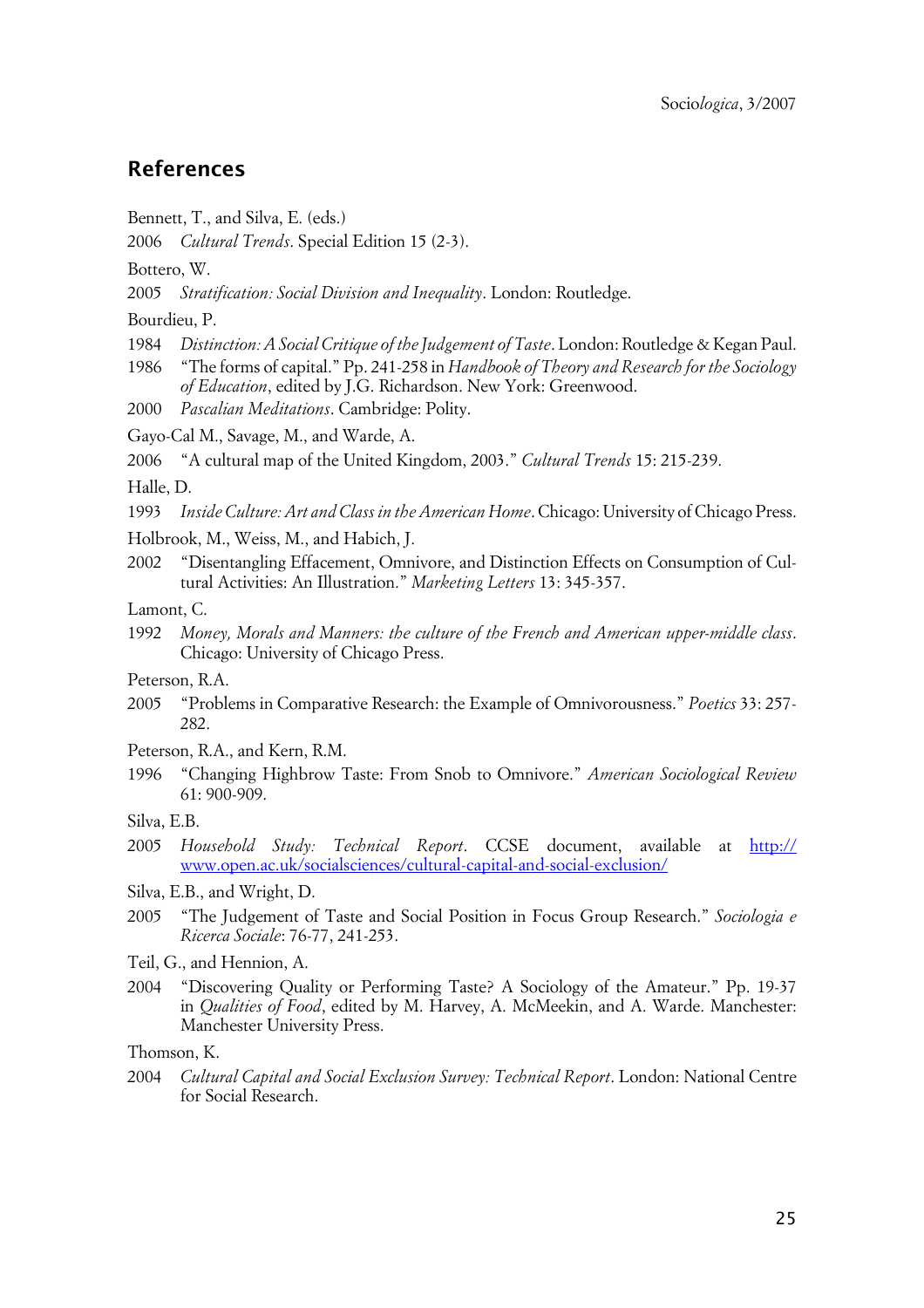## References

Bennett, T., and Silva, E. (eds.)

2006 *Cultural Trends*. Special Edition 15 (2-3).

Bottero, W.

2005 *Stratification: Social Division and Inequality*. London: Routledge.

Bourdieu, P.

1984 *Distinction: A Social Critique of the Judgement of Taste*. London: Routledge & Kegan Paul.

1986 "The forms of capital." Pp. 241-258 in *Handbook of Theory and Research for the Sociology of Education*, edited by J.G. Richardson. New York: Greenwood.

2000 *Pascalian Meditations*. Cambridge: Polity.

Gayo-Cal M., Savage, M., and Warde, A.

2006 "A cultural map of the United Kingdom, 2003." *Cultural Trends* 15: 215-239.

Halle, D.

1993 *Inside Culture: Art and Class in the American Home*. Chicago: University of Chicago Press.

Holbrook, M., Weiss, M., and Habich, J.

2002 "Disentangling Effacement, Omnivore, and Distinction Effects on Consumption of Cultural Activities: An Illustration." *Marketing Letters* 13: 345-357.

Lamont, C.

1992 *Money, Morals and Manners: the culture of the French and American upper-middle class*. Chicago: University of Chicago Press.

Peterson, R.A.

2005 "Problems in Comparative Research: the Example of Omnivorousness." *Poetics* 33: 257-282.

Peterson, R.A., and Kern, R.M.

1996 "Changing Highbrow Taste: From Snob to Omnivore." *American Sociological Review* 61: 900-909.

Silva, E.B.

2005 *Household Study: Technical Report*. CCSE document, available at http://www.open.ac.uk/socialsciences/cultural-capital-and-social-exclusion/

Silva, E.B., and Wright, D.

2005 "The Judgement of Taste and Social Position in Focus Group Research." *Sociologia e Ricerca Sociale*: 76-77, 241-253.

Teil, G., and Hennion, A.

2004 "Discovering Quality or Performing Taste? A Sociology of the Amateur." Pp. 19-37 in *Qualities of Food*, edited by M. Harvey, A. McMeekin, and A. Warde. Manchester: Manchester University Press.

Thomson, K.

2004 *Cultural Capital and Social Exclusion Survey: Technical Report*. London: National Centre for Social Research.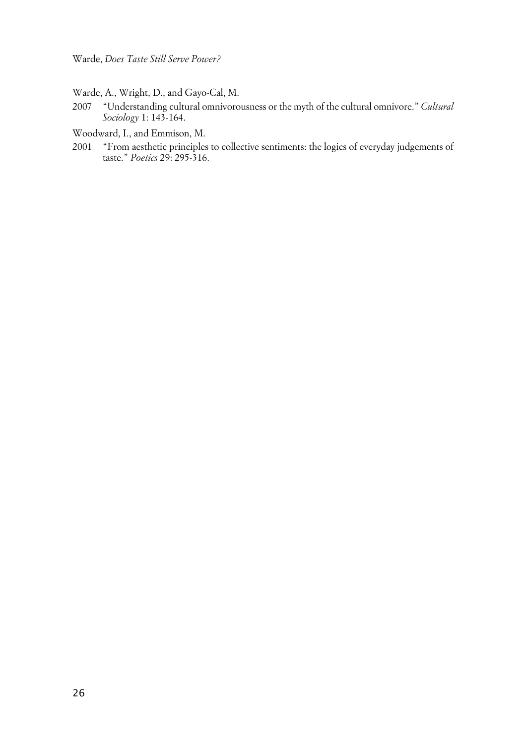Warde, A., Wright, D., and Gayo-Cal, M.

2007 "Understanding cultural omnivorousness or the myth of the cultural omnivore." *Cultural Sociology* 1: 143-164.

Woodward, I., and Emmison, M.

2001 "From aesthetic principles to collective sentiments: the logics of everyday judgements of taste." *Poetics* 29: 295-316.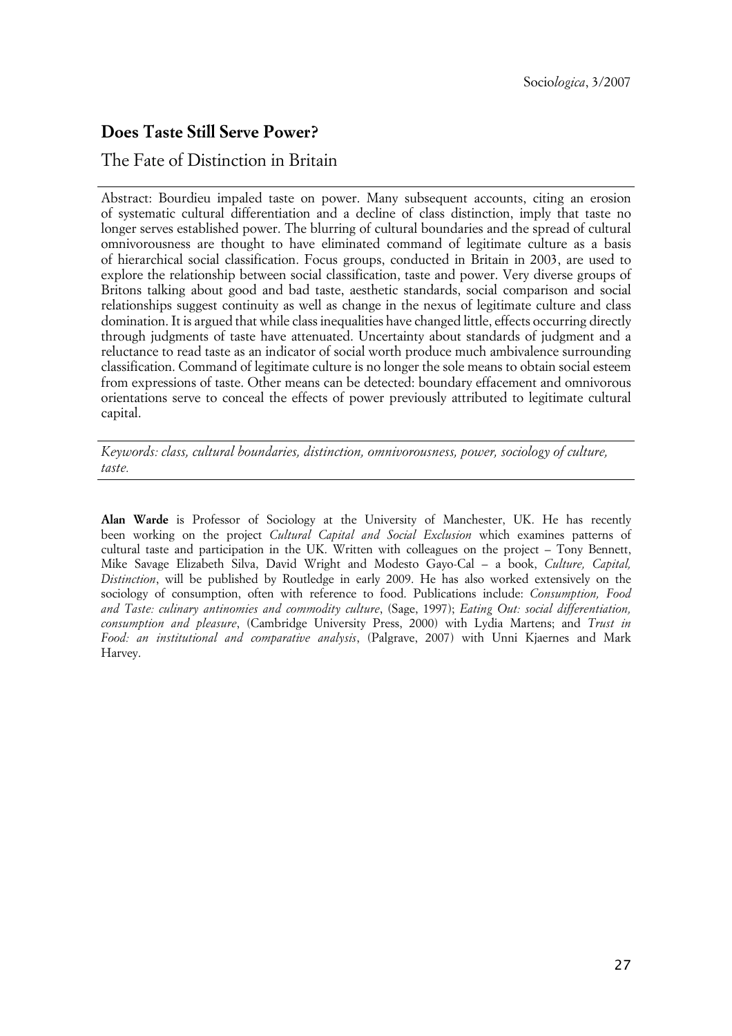## Does Taste Still Serve Power?

The Fate of Distinction in Britain

Abstract: Bourdieu impaled taste on power. Many subsequent accounts, citing an erosion of systematic cultural differentiation and a decline of class distinction, imply that taste no longer serves established power. The blurring of cultural boundaries and the spread of cultural omnivorousness are thought to have eliminated command of legitimate culture as a basis of hierarchical social classification. Focus groups, conducted in Britain in 2003, are used to explore the relationship between social classification, taste and power. Very diverse groups of Britons talking about good and bad taste, aesthetic standards, social comparison and social relationships suggest continuity as well as change in the nexus of legitimate culture and class domination. It is argued that while class inequalities have changed little, effects occurring directly through judgments of taste have attenuated. Uncertainty about standards of judgment and a reluctance to read taste as an indicator of social worth produce much ambivalence surrounding classification. Command of legitimate culture is no longer the sole means to obtain social esteem from expressions of taste. Other means can be detected: boundary effacement and omnivorous orientations serve to conceal the effects of power previously attributed to legitimate cultural capital.

*Keywords: class, cultural boundaries, distinction, omnivorousness, power, sociology of culture, taste.*

**Alan Warde** is Professor of Sociology at the University of Manchester, UK. He has recently been working on the project *Cultural Capital and Social Exclusion* which examines patterns of cultural taste and participation in the UK. Written with colleagues on the project – Tony Bennett, Mike Savage Elizabeth Silva, David Wright and Modesto Gayo-Cal – a book, *Culture, Capital, Distinction*, will be published by Routledge in early 2009. He has also worked extensively on the sociology of consumption, often with reference to food. Publications include: *Consumption, Food and Taste: culinary antinomies and commodity culture*, (Sage, 1997); *Eating Out: social differentiation, consumption and pleasure*, (Cambridge University Press, 2000) with Lydia Martens; and *Trust in Food: an institutional and comparative analysis*, (Palgrave, 2007) with Unni Kjaernes and Mark Harvey.